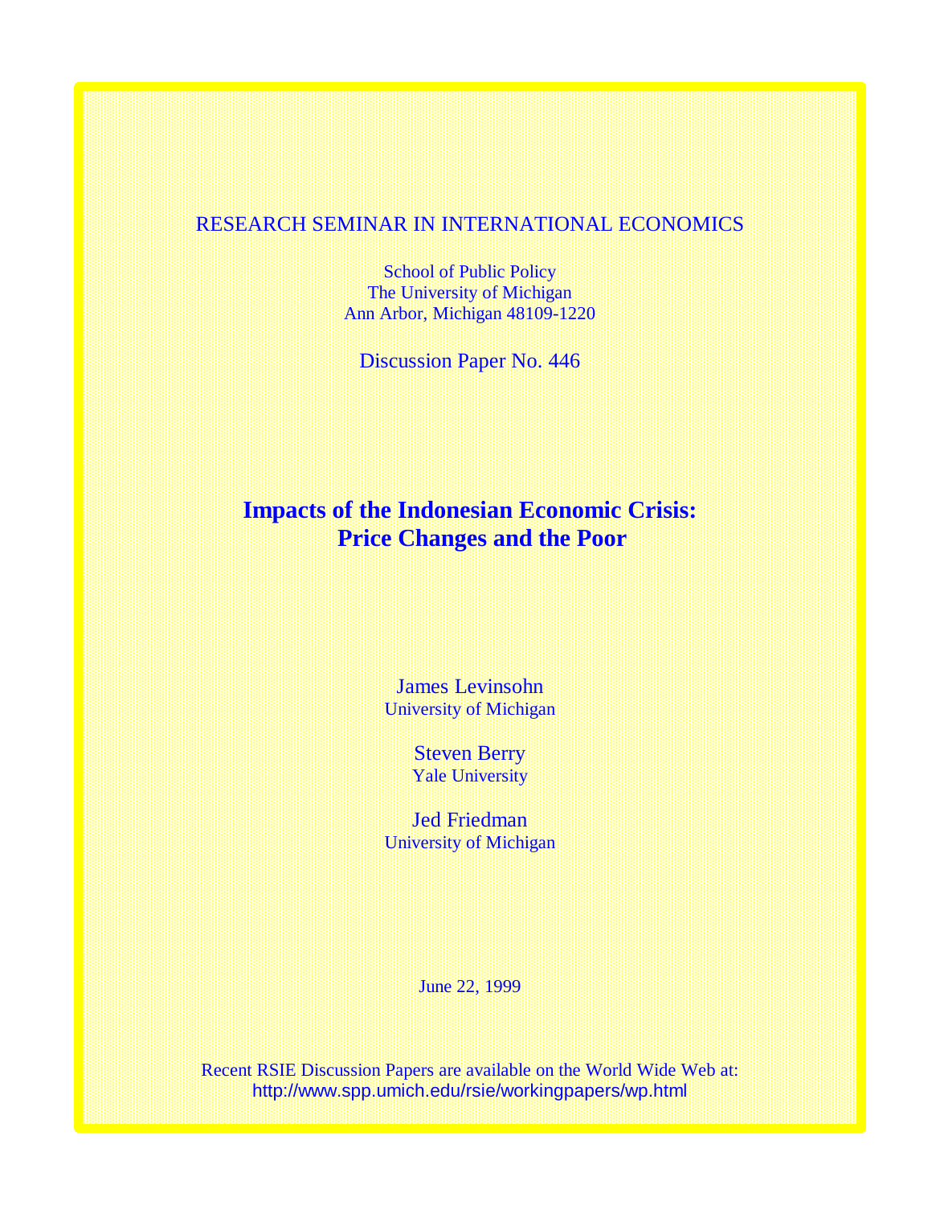RESEARCH SEMINAR IN INTERNATIONAL ECONOMICS

School of Public Policy
The University of Michigan
Ann Arbor, Michigan 48109-1220

Discussion Paper No. 446

# Impacts of the Indonesian Economic Crisis: Price Changes and the Poor

James Levinsohn
University of Michigan

Steven Berry
Yale University

Jed Friedman
University of Michigan

June 22, 1999

Recent RSIE Discussion Papers are available on the World Wide Web at:
http://www.spp.umich.edu/rsie/workingpapers/wp.html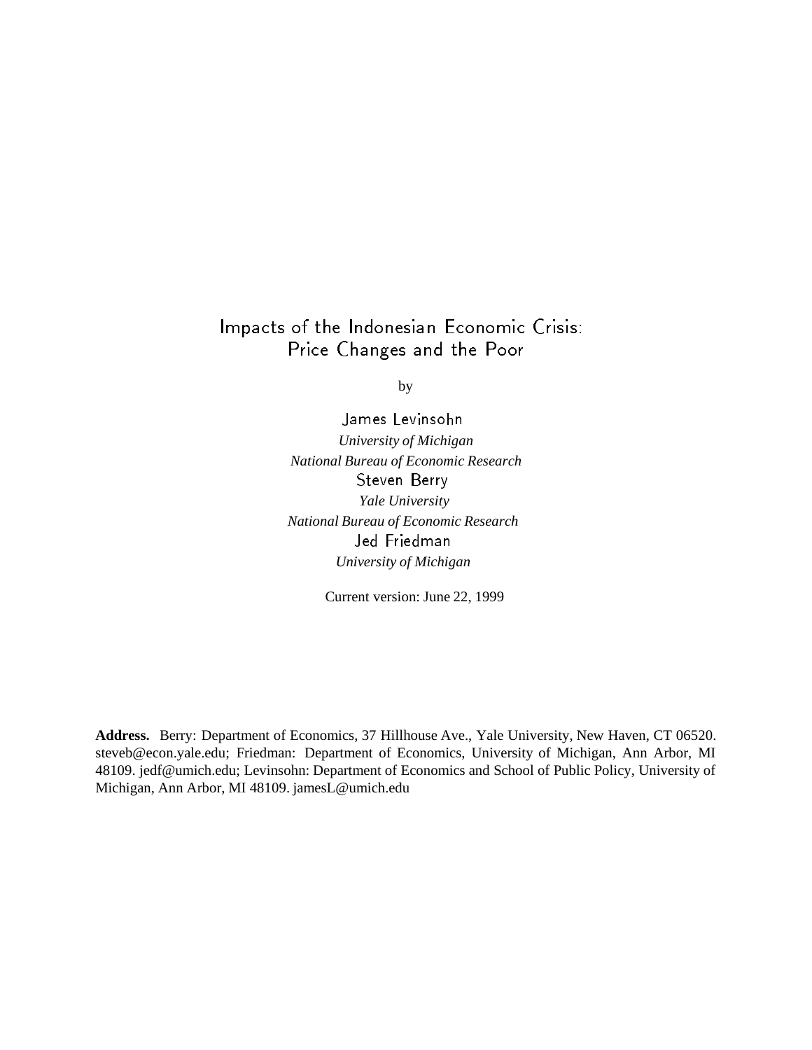# Impacts of the Indonesian Economic Crisis: Price Changes and the Poor

by

James Levinsohn
*University of Michigan*
*National Bureau of Economic Research*

Steven Berry
*Yale University*
*National Bureau of Economic Research*

Jed Friedman
*University of Michigan*

Current version: June 22, 1999

**Address.** Berry: Department of Economics, 37 Hillhouse Ave., Yale University, New Haven, CT 06520. steveb@econ.yale.edu; Friedman: Department of Economics, University of Michigan, Ann Arbor, MI 48109. jedf@umich.edu; Levinsohn: Department of Economics and School of Public Policy, University of Michigan, Ann Arbor, MI 48109. jamesL@umich.edu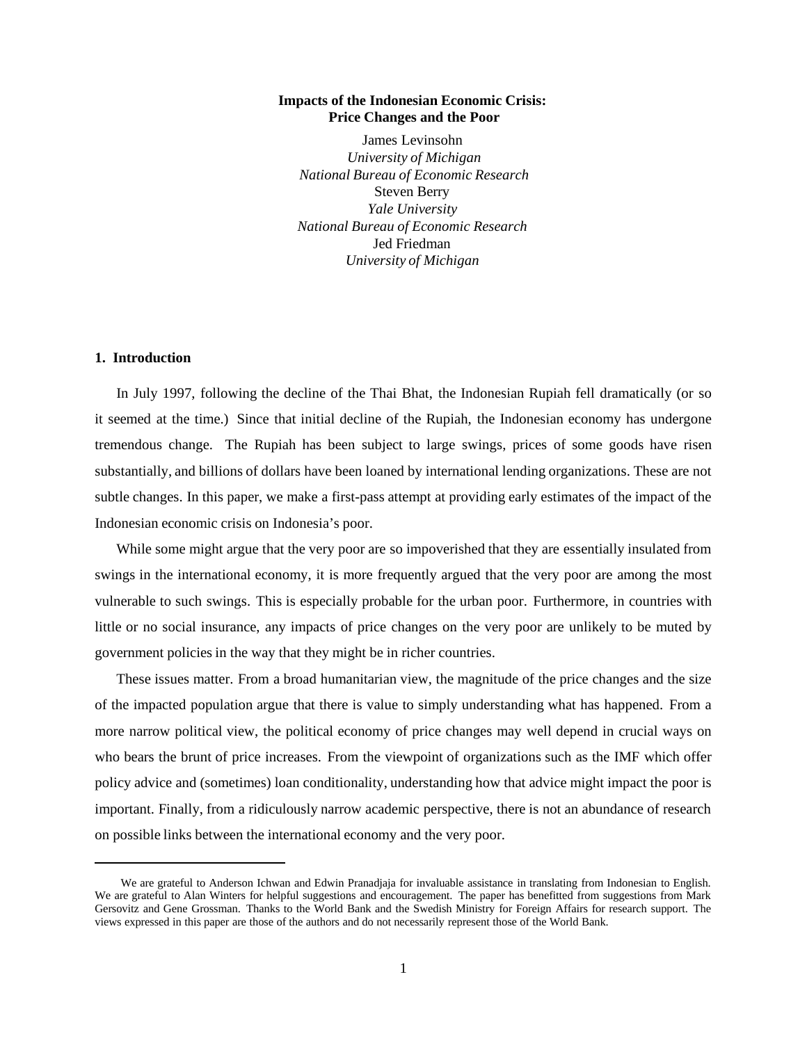# Impacts of the Indonesian Economic Crisis: Price Changes and the Poor

James Levinsohn
*University of Michigan*
*National Bureau of Economic Research*
Steven Berry
*Yale University*
*National Bureau of Economic Research*
Jed Friedman
*University of Michigan*

## 1. Introduction

In July 1997, following the decline of the Thai Bhat, the Indonesian Rupiah fell dramatically (or so it seemed at the time.) Since that initial decline of the Rupiah, the Indonesian economy has undergone tremendous change. The Rupiah has been subject to large swings, prices of some goods have risen substantially, and billions of dollars have been loaned by international lending organizations. These are not subtle changes. In this paper, we make a first-pass attempt at providing early estimates of the impact of the Indonesian economic crisis on Indonesia's poor.

While some might argue that the very poor are so impoverished that they are essentially insulated from swings in the international economy, it is more frequently argued that the very poor are among the most vulnerable to such swings. This is especially probable for the urban poor. Furthermore, in countries with little or no social insurance, any impacts of price changes on the very poor are unlikely to be muted by government policies in the way that they might be in richer countries.

These issues matter. From a broad humanitarian view, the magnitude of the price changes and the size of the impacted population argue that there is value to simply understanding what has happened. From a more narrow political view, the political economy of price changes may well depend in crucial ways on who bears the brunt of price increases. From the viewpoint of organizations such as the IMF which offer policy advice and (sometimes) loan conditionality, understanding how that advice might impact the poor is important. Finally, from a ridiculously narrow academic perspective, there is not an abundance of research on possible links between the international economy and the very poor.

---

We are grateful to Anderson Ichwan and Edwin Pranadjaja for invaluable assistance in translating from Indonesian to English. We are grateful to Alan Winters for helpful suggestions and encouragement. The paper has benefitted from suggestions from Mark Gersovitz and Gene Grossman. Thanks to the World Bank and the Swedish Ministry for Foreign Affairs for research support. The views expressed in this paper are those of the authors and do not necessarily represent those of the World Bank.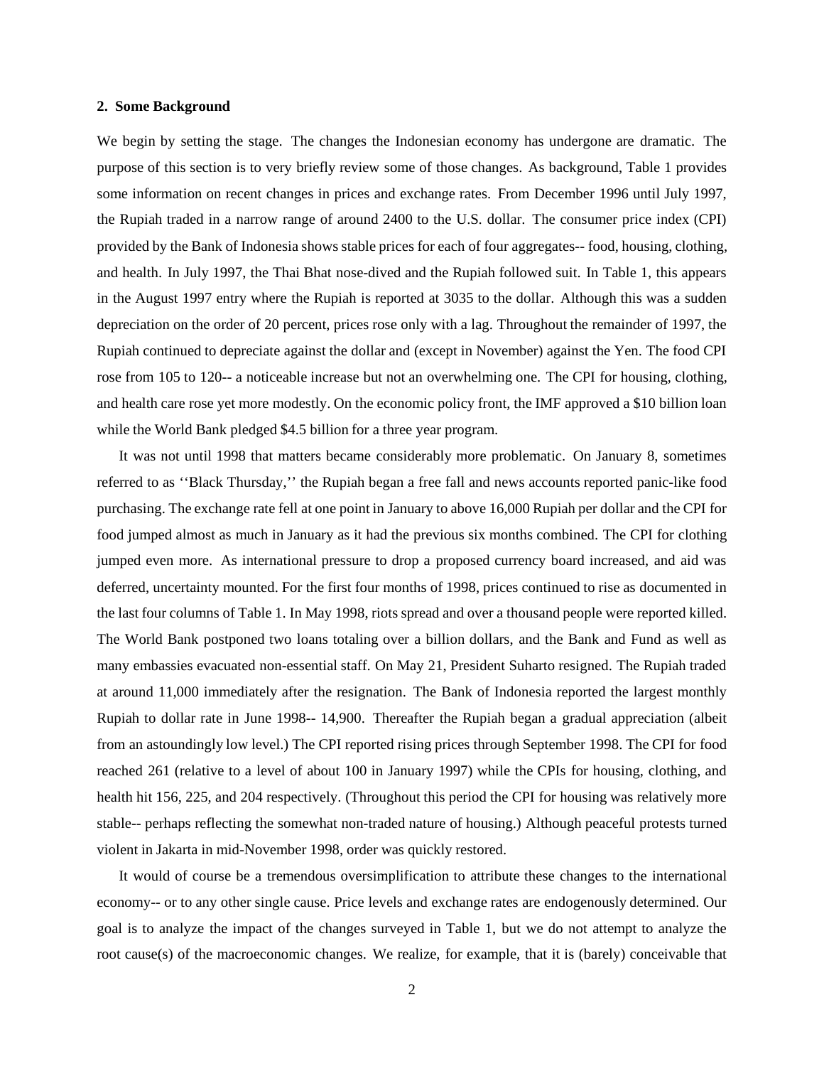## 2. Some Background

We begin by setting the stage. The changes the Indonesian economy has undergone are dramatic. The purpose of this section is to very briefly review some of those changes. As background, Table 1 provides some information on recent changes in prices and exchange rates. From December 1996 until July 1997, the Rupiah traded in a narrow range of around 2400 to the U.S. dollar. The consumer price index (CPI) provided by the Bank of Indonesia shows stable prices for each of four aggregates-- food, housing, clothing, and health. In July 1997, the Thai Bhat nose-dived and the Rupiah followed suit. In Table 1, this appears in the August 1997 entry where the Rupiah is reported at 3035 to the dollar. Although this was a sudden depreciation on the order of 20 percent, prices rose only with a lag. Throughout the remainder of 1997, the Rupiah continued to depreciate against the dollar and (except in November) against the Yen. The food CPI rose from 105 to 120-- a noticeable increase but not an overwhelming one. The CPI for housing, clothing, and health care rose yet more modestly. On the economic policy front, the IMF approved a $10 billion loan while the World Bank pledged $4.5 billion for a three year program.

It was not until 1998 that matters became considerably more problematic. On January 8, sometimes referred to as ''Black Thursday,'' the Rupiah began a free fall and news accounts reported panic-like food purchasing. The exchange rate fell at one point in January to above 16,000 Rupiah per dollar and the CPI for food jumped almost as much in January as it had the previous six months combined. The CPI for clothing jumped even more. As international pressure to drop a proposed currency board increased, and aid was deferred, uncertainty mounted. For the first four months of 1998, prices continued to rise as documented in the last four columns of Table 1. In May 1998, riots spread and over a thousand people were reported killed. The World Bank postponed two loans totaling over a billion dollars, and the Bank and Fund as well as many embassies evacuated non-essential staff. On May 21, President Suharto resigned. The Rupiah traded at around 11,000 immediately after the resignation. The Bank of Indonesia reported the largest monthly Rupiah to dollar rate in June 1998-- 14,900. Thereafter the Rupiah began a gradual appreciation (albeit from an astoundingly low level.) The CPI reported rising prices through September 1998. The CPI for food reached 261 (relative to a level of about 100 in January 1997) while the CPIs for housing, clothing, and health hit 156, 225, and 204 respectively. (Throughout this period the CPI for housing was relatively more stable-- perhaps reflecting the somewhat non-traded nature of housing.) Although peaceful protests turned violent in Jakarta in mid-November 1998, order was quickly restored.

It would of course be a tremendous oversimplification to attribute these changes to the international economy-- or to any other single cause. Price levels and exchange rates are endogenously determined. Our goal is to analyze the impact of the changes surveyed in Table 1, but we do not attempt to analyze the root cause(s) of the macroeconomic changes. We realize, for example, that it is (barely) conceivable that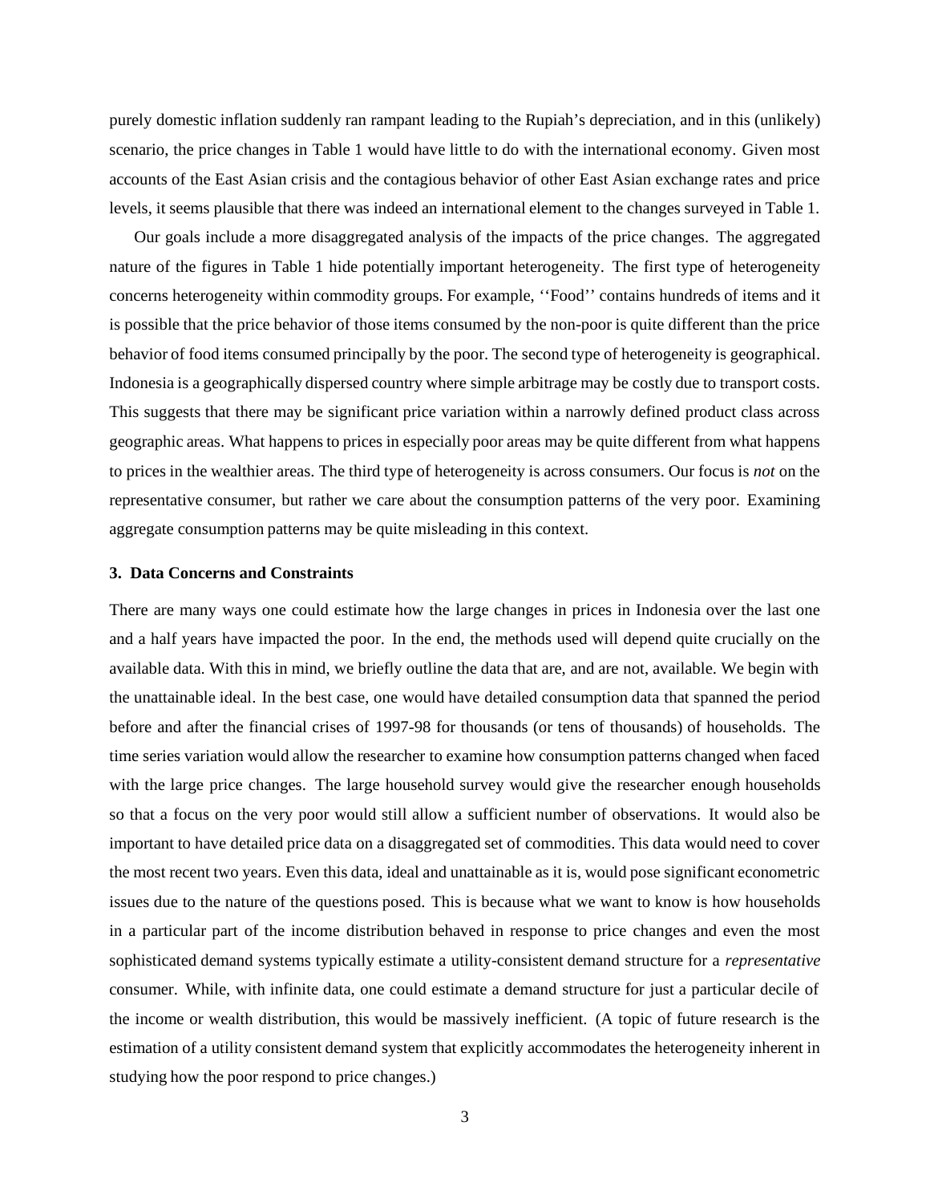purely domestic inflation suddenly ran rampant leading to the Rupiah's depreciation, and in this (unlikely) scenario, the price changes in Table 1 would have little to do with the international economy. Given most accounts of the East Asian crisis and the contagious behavior of other East Asian exchange rates and price levels, it seems plausible that there was indeed an international element to the changes surveyed in Table 1.

Our goals include a more disaggregated analysis of the impacts of the price changes. The aggregated nature of the figures in Table 1 hide potentially important heterogeneity. The first type of heterogeneity concerns heterogeneity within commodity groups. For example, ''Food'' contains hundreds of items and it is possible that the price behavior of those items consumed by the non-poor is quite different than the price behavior of food items consumed principally by the poor. The second type of heterogeneity is geographical. Indonesia is a geographically dispersed country where simple arbitrage may be costly due to transport costs. This suggests that there may be significant price variation within a narrowly defined product class across geographic areas. What happens to prices in especially poor areas may be quite different from what happens to prices in the wealthier areas. The third type of heterogeneity is across consumers. Our focus is *not* on the representative consumer, but rather we care about the consumption patterns of the very poor. Examining aggregate consumption patterns may be quite misleading in this context.

### 3. Data Concerns and Constraints

There are many ways one could estimate how the large changes in prices in Indonesia over the last one and a half years have impacted the poor. In the end, the methods used will depend quite crucially on the available data. With this in mind, we briefly outline the data that are, and are not, available. We begin with the unattainable ideal. In the best case, one would have detailed consumption data that spanned the period before and after the financial crises of 1997-98 for thousands (or tens of thousands) of households. The time series variation would allow the researcher to examine how consumption patterns changed when faced with the large price changes. The large household survey would give the researcher enough households so that a focus on the very poor would still allow a sufficient number of observations. It would also be important to have detailed price data on a disaggregated set of commodities. This data would need to cover the most recent two years. Even this data, ideal and unattainable as it is, would pose significant econometric issues due to the nature of the questions posed. This is because what we want to know is how households in a particular part of the income distribution behaved in response to price changes and even the most sophisticated demand systems typically estimate a utility-consistent demand structure for a *representative* consumer. While, with infinite data, one could estimate a demand structure for just a particular decile of the income or wealth distribution, this would be massively inefficient. (A topic of future research is the estimation of a utility consistent demand system that explicitly accommodates the heterogeneity inherent in studying how the poor respond to price changes.)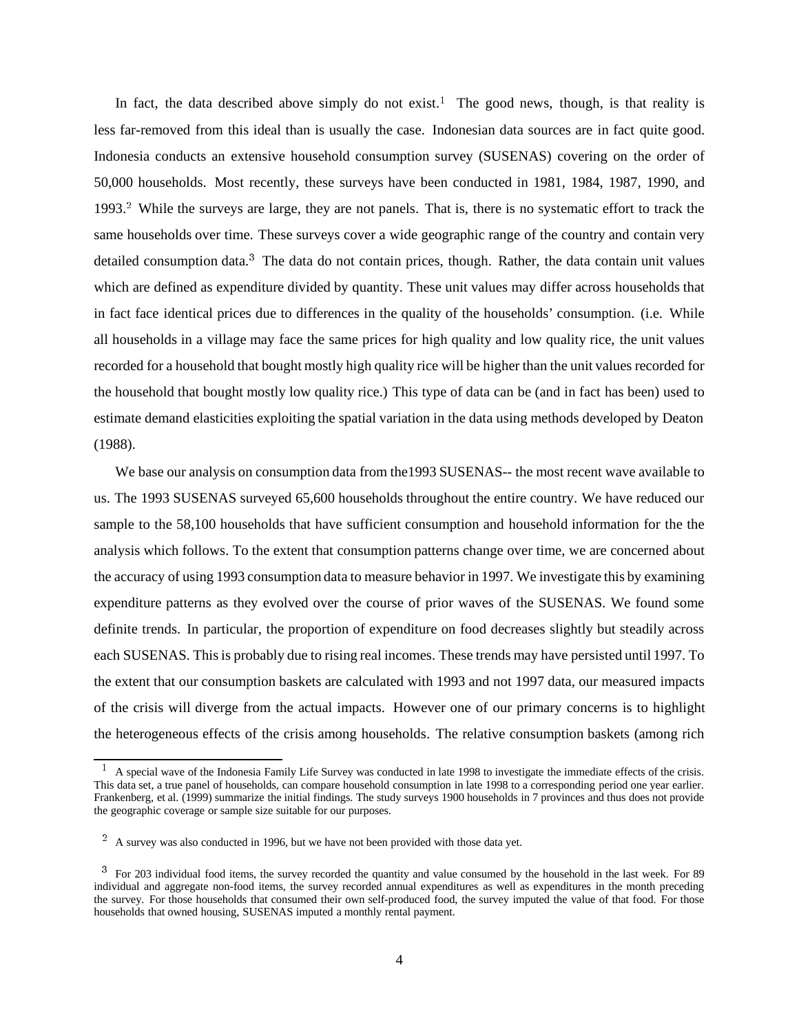In fact, the data described above simply do not exist.[1] The good news, though, is that reality is less far-removed from this ideal than is usually the case. Indonesian data sources are in fact quite good. Indonesia conducts an extensive household consumption survey (SUSENAS) covering on the order of 50,000 households. Most recently, these surveys have been conducted in 1981, 1984, 1987, 1990, and 1993.[2] While the surveys are large, they are not panels. That is, there is no systematic effort to track the same households over time. These surveys cover a wide geographic range of the country and contain very detailed consumption data.[3] The data do not contain prices, though. Rather, the data contain unit values which are defined as expenditure divided by quantity. These unit values may differ across households that in fact face identical prices due to differences in the quality of the households' consumption. (i.e. While all households in a village may face the same prices for high quality and low quality rice, the unit values recorded for a household that bought mostly high quality rice will be higher than the unit values recorded for the household that bought mostly low quality rice.) This type of data can be (and in fact has been) used to estimate demand elasticities exploiting the spatial variation in the data using methods developed by Deaton (1988).

We base our analysis on consumption data from the1993 SUSENAS-- the most recent wave available to us. The 1993 SUSENAS surveyed 65,600 households throughout the entire country. We have reduced our sample to the 58,100 households that have sufficient consumption and household information for the the analysis which follows. To the extent that consumption patterns change over time, we are concerned about the accuracy of using 1993 consumption data to measure behavior in 1997. We investigate this by examining expenditure patterns as they evolved over the course of prior waves of the SUSENAS. We found some definite trends. In particular, the proportion of expenditure on food decreases slightly but steadily across each SUSENAS. This is probably due to rising real incomes. These trends may have persisted until 1997. To the extent that our consumption baskets are calculated with 1993 and not 1997 data, our measured impacts of the crisis will diverge from the actual impacts. However one of our primary concerns is to highlight the heterogeneous effects of the crisis among households. The relative consumption baskets (among rich

---

[1] A special wave of the Indonesia Family Life Survey was conducted in late 1998 to investigate the immediate effects of the crisis. This data set, a true panel of households, can compare household consumption in late 1998 to a corresponding period one year earlier. Frankenberg, et al. (1999) summarize the initial findings. The study surveys 1900 households in 7 provinces and thus does not provide the geographic coverage or sample size suitable for our purposes.

[2] A survey was also conducted in 1996, but we have not been provided with those data yet.

[3] For 203 individual food items, the survey recorded the quantity and value consumed by the household in the last week. For 89 individual and aggregate non-food items, the survey recorded annual expenditures as well as expenditures in the month preceding the survey. For those households that consumed their own self-produced food, the survey imputed the value of that food. For those households that owned housing, SUSENAS imputed a monthly rental payment.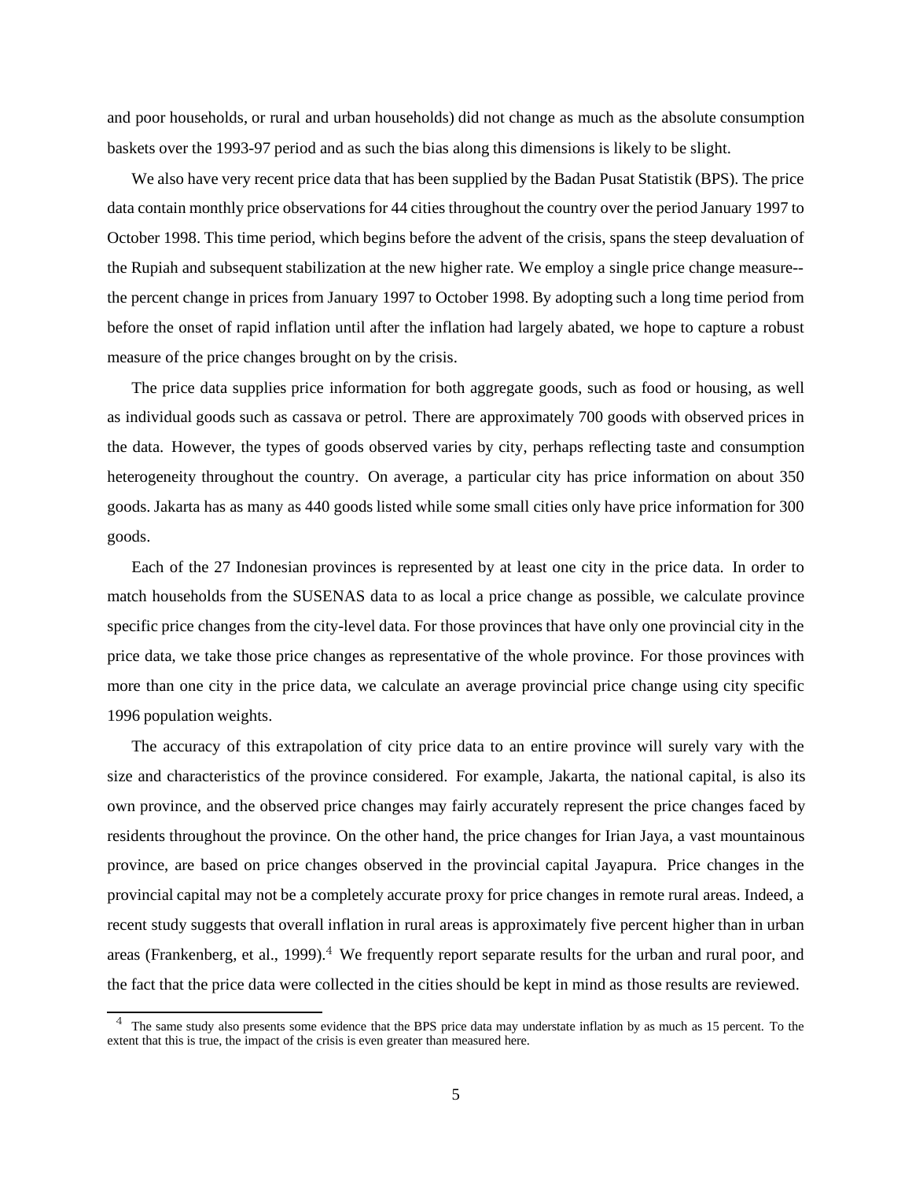and poor households, or rural and urban households) did not change as much as the absolute consumption baskets over the 1993-97 period and as such the bias along this dimensions is likely to be slight.

We also have very recent price data that has been supplied by the Badan Pusat Statistik (BPS). The price data contain monthly price observations for 44 cities throughout the country over the period January 1997 to October 1998. This time period, which begins before the advent of the crisis, spans the steep devaluation of the Rupiah and subsequent stabilization at the new higher rate. We employ a single price change measure--the percent change in prices from January 1997 to October 1998. By adopting such a long time period from before the onset of rapid inflation until after the inflation had largely abated, we hope to capture a robust measure of the price changes brought on by the crisis.

The price data supplies price information for both aggregate goods, such as food or housing, as well as individual goods such as cassava or petrol. There are approximately 700 goods with observed prices in the data. However, the types of goods observed varies by city, perhaps reflecting taste and consumption heterogeneity throughout the country. On average, a particular city has price information on about 350 goods. Jakarta has as many as 440 goods listed while some small cities only have price information for 300 goods.

Each of the 27 Indonesian provinces is represented by at least one city in the price data. In order to match households from the SUSENAS data to as local a price change as possible, we calculate province specific price changes from the city-level data. For those provinces that have only one provincial city in the price data, we take those price changes as representative of the whole province. For those provinces with more than one city in the price data, we calculate an average provincial price change using city specific 1996 population weights.

The accuracy of this extrapolation of city price data to an entire province will surely vary with the size and characteristics of the province considered. For example, Jakarta, the national capital, is also its own province, and the observed price changes may fairly accurately represent the price changes faced by residents throughout the province. On the other hand, the price changes for Irian Jaya, a vast mountainous province, are based on price changes observed in the provincial capital Jayapura. Price changes in the provincial capital may not be a completely accurate proxy for price changes in remote rural areas. Indeed, a recent study suggests that overall inflation in rural areas is approximately five percent higher than in urban areas (Frankenberg, et al., 1999).[4] We frequently report separate results for the urban and rural poor, and the fact that the price data were collected in the cities should be kept in mind as those results are reviewed.

[4] The same study also presents some evidence that the BPS price data may understate inflation by as much as 15 percent. To the extent that this is true, the impact of the crisis is even greater than measured here.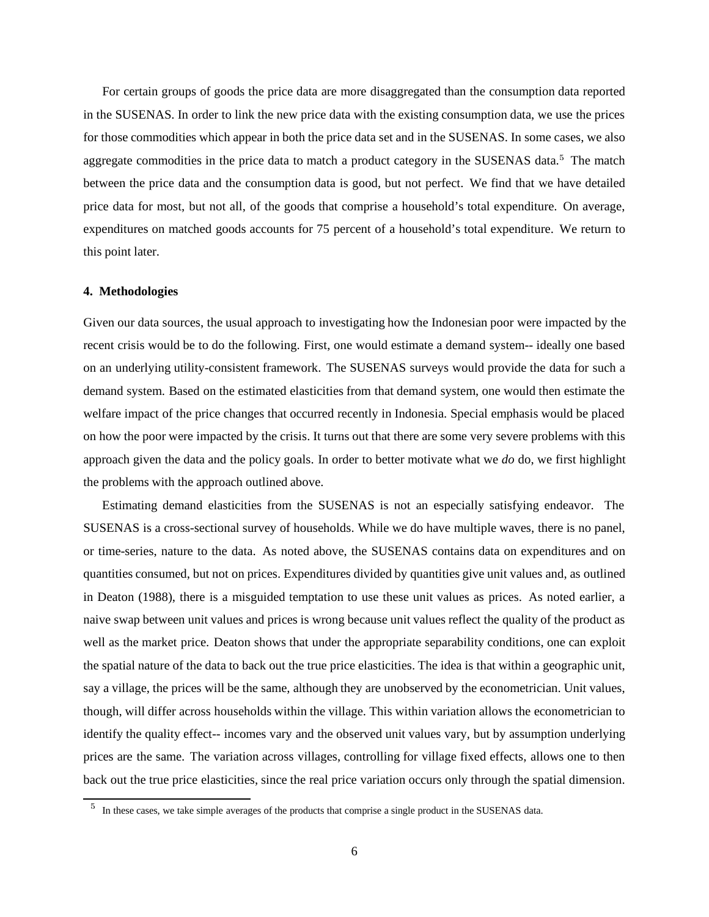For certain groups of goods the price data are more disaggregated than the consumption data reported in the SUSENAS. In order to link the new price data with the existing consumption data, we use the prices for those commodities which appear in both the price data set and in the SUSENAS. In some cases, we also aggregate commodities in the price data to match a product category in the SUSENAS data.[5] The match between the price data and the consumption data is good, but not perfect. We find that we have detailed price data for most, but not all, of the goods that comprise a household's total expenditure. On average, expenditures on matched goods accounts for 75 percent of a household's total expenditure. We return to this point later.

## 4. Methodologies

Given our data sources, the usual approach to investigating how the Indonesian poor were impacted by the recent crisis would be to do the following. First, one would estimate a demand system-- ideally one based on an underlying utility-consistent framework. The SUSENAS surveys would provide the data for such a demand system. Based on the estimated elasticities from that demand system, one would then estimate the welfare impact of the price changes that occurred recently in Indonesia. Special emphasis would be placed on how the poor were impacted by the crisis. It turns out that there are some very severe problems with this approach given the data and the policy goals. In order to better motivate what we *do* do, we first highlight the problems with the approach outlined above.

Estimating demand elasticities from the SUSENAS is not an especially satisfying endeavor. The SUSENAS is a cross-sectional survey of households. While we do have multiple waves, there is no panel, or time-series, nature to the data. As noted above, the SUSENAS contains data on expenditures and on quantities consumed, but not on prices. Expenditures divided by quantities give unit values and, as outlined in Deaton (1988), there is a misguided temptation to use these unit values as prices. As noted earlier, a naive swap between unit values and prices is wrong because unit values reflect the quality of the product as well as the market price. Deaton shows that under the appropriate separability conditions, one can exploit the spatial nature of the data to back out the true price elasticities. The idea is that within a geographic unit, say a village, the prices will be the same, although they are unobserved by the econometrician. Unit values, though, will differ across households within the village. This within variation allows the econometrician to identify the quality effect-- incomes vary and the observed unit values vary, but by assumption underlying prices are the same. The variation across villages, controlling for village fixed effects, allows one to then back out the true price elasticities, since the real price variation occurs only through the spatial dimension.

[5] In these cases, we take simple averages of the products that comprise a single product in the SUSENAS data.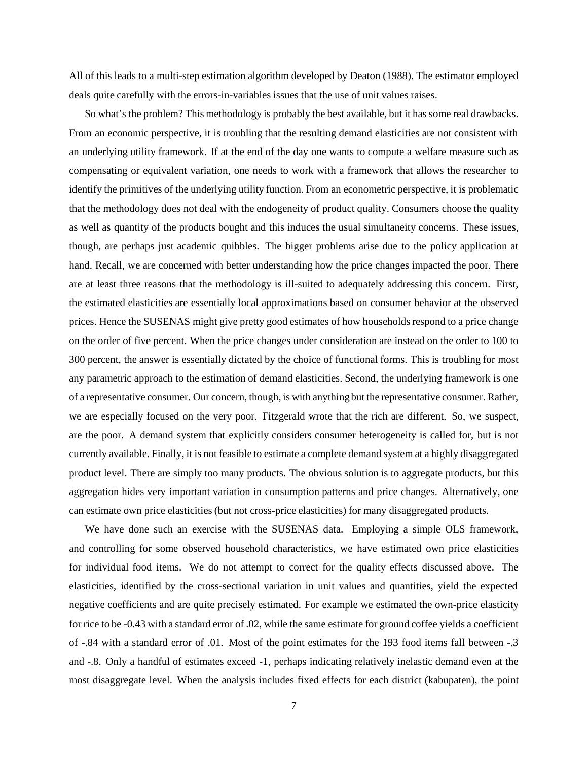All of this leads to a multi-step estimation algorithm developed by Deaton (1988). The estimator employed deals quite carefully with the errors-in-variables issues that the use of unit values raises.

So what's the problem? This methodology is probably the best available, but it has some real drawbacks. From an economic perspective, it is troubling that the resulting demand elasticities are not consistent with an underlying utility framework. If at the end of the day one wants to compute a welfare measure such as compensating or equivalent variation, one needs to work with a framework that allows the researcher to identify the primitives of the underlying utility function. From an econometric perspective, it is problematic that the methodology does not deal with the endogeneity of product quality. Consumers choose the quality as well as quantity of the products bought and this induces the usual simultaneity concerns. These issues, though, are perhaps just academic quibbles. The bigger problems arise due to the policy application at hand. Recall, we are concerned with better understanding how the price changes impacted the poor. There are at least three reasons that the methodology is ill-suited to adequately addressing this concern. First, the estimated elasticities are essentially local approximations based on consumer behavior at the observed prices. Hence the SUSENAS might give pretty good estimates of how households respond to a price change on the order of five percent. When the price changes under consideration are instead on the order to 100 to 300 percent, the answer is essentially dictated by the choice of functional forms. This is troubling for most any parametric approach to the estimation of demand elasticities. Second, the underlying framework is one of a representative consumer. Our concern, though, is with anything but the representative consumer. Rather, we are especially focused on the very poor. Fitzgerald wrote that the rich are different. So, we suspect, are the poor. A demand system that explicitly considers consumer heterogeneity is called for, but is not currently available. Finally, it is not feasible to estimate a complete demand system at a highly disaggregated product level. There are simply too many products. The obvious solution is to aggregate products, but this aggregation hides very important variation in consumption patterns and price changes. Alternatively, one can estimate own price elasticities (but not cross-price elasticities) for many disaggregated products.

We have done such an exercise with the SUSENAS data. Employing a simple OLS framework, and controlling for some observed household characteristics, we have estimated own price elasticities for individual food items. We do not attempt to correct for the quality effects discussed above. The elasticities, identified by the cross-sectional variation in unit values and quantities, yield the expected negative coefficients and are quite precisely estimated. For example we estimated the own-price elasticity for rice to be -0.43 with a standard error of .02, while the same estimate for ground coffee yields a coefficient of -.84 with a standard error of .01. Most of the point estimates for the 193 food items fall between -.3 and -.8. Only a handful of estimates exceed -1, perhaps indicating relatively inelastic demand even at the most disaggregate level. When the analysis includes fixed effects for each district (kabupaten), the point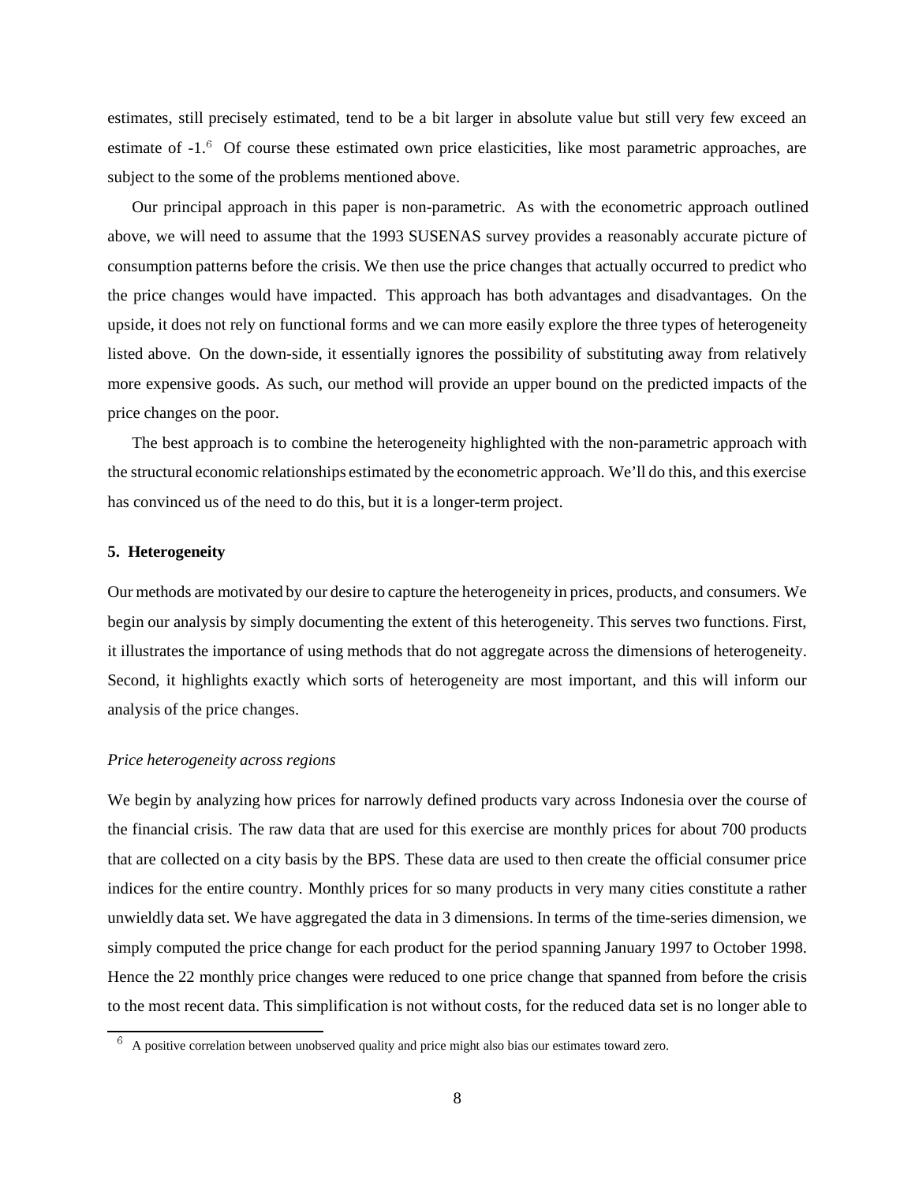estimates, still precisely estimated, tend to be a bit larger in absolute value but still very few exceed an estimate of -1.[6] Of course these estimated own price elasticities, like most parametric approaches, are subject to the some of the problems mentioned above.

Our principal approach in this paper is non-parametric. As with the econometric approach outlined above, we will need to assume that the 1993 SUSENAS survey provides a reasonably accurate picture of consumption patterns before the crisis. We then use the price changes that actually occurred to predict who the price changes would have impacted. This approach has both advantages and disadvantages. On the upside, it does not rely on functional forms and we can more easily explore the three types of heterogeneity listed above. On the down-side, it essentially ignores the possibility of substituting away from relatively more expensive goods. As such, our method will provide an upper bound on the predicted impacts of the price changes on the poor.

The best approach is to combine the heterogeneity highlighted with the non-parametric approach with the structural economic relationships estimated by the econometric approach. We'll do this, and this exercise has convinced us of the need to do this, but it is a longer-term project.

## 5. Heterogeneity

Our methods are motivated by our desire to capture the heterogeneity in prices, products, and consumers. We begin our analysis by simply documenting the extent of this heterogeneity. This serves two functions. First, it illustrates the importance of using methods that do not aggregate across the dimensions of heterogeneity. Second, it highlights exactly which sorts of heterogeneity are most important, and this will inform our analysis of the price changes.

### *Price heterogeneity across regions*

We begin by analyzing how prices for narrowly defined products vary across Indonesia over the course of the financial crisis. The raw data that are used for this exercise are monthly prices for about 700 products that are collected on a city basis by the BPS. These data are used to then create the official consumer price indices for the entire country. Monthly prices for so many products in very many cities constitute a rather unwieldly data set. We have aggregated the data in 3 dimensions. In terms of the time-series dimension, we simply computed the price change for each product for the period spanning January 1997 to October 1998. Hence the 22 monthly price changes were reduced to one price change that spanned from before the crisis to the most recent data. This simplification is not without costs, for the reduced data set is no longer able to

[6] A positive correlation between unobserved quality and price might also bias our estimates toward zero.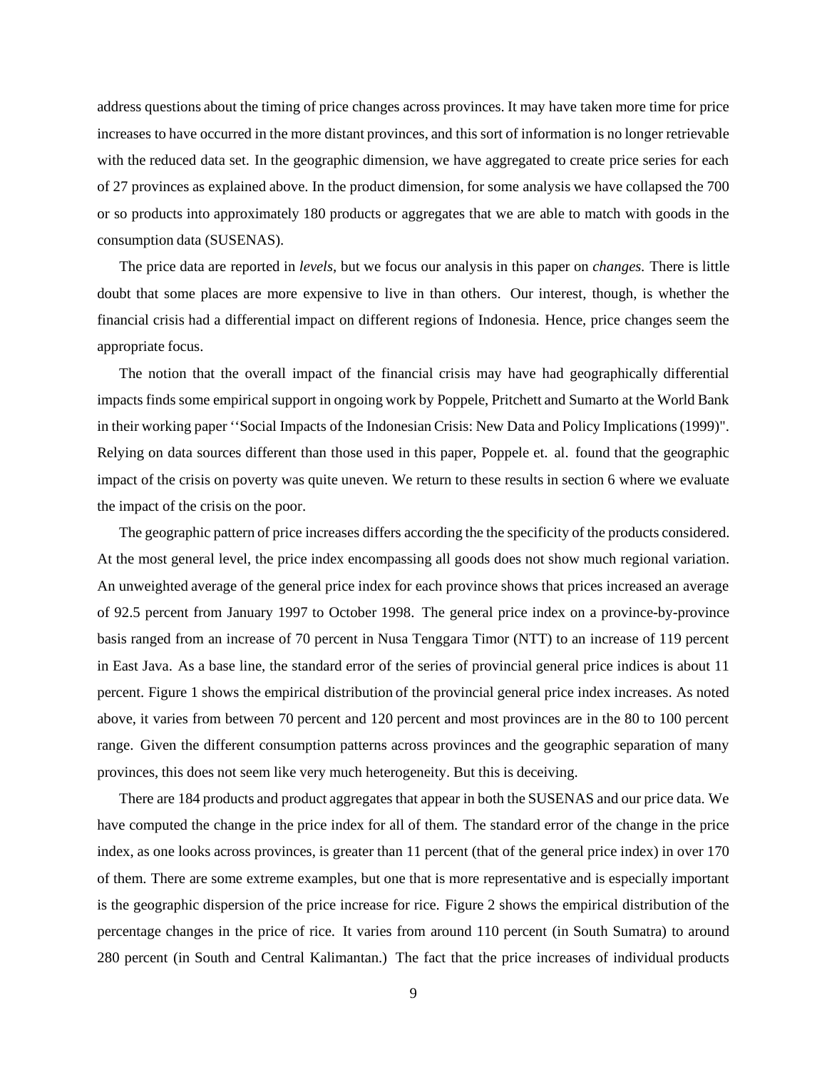address questions about the timing of price changes across provinces. It may have taken more time for price increases to have occurred in the more distant provinces, and this sort of information is no longer retrievable with the reduced data set. In the geographic dimension, we have aggregated to create price series for each of 27 provinces as explained above. In the product dimension, for some analysis we have collapsed the 700 or so products into approximately 180 products or aggregates that we are able to match with goods in the consumption data (SUSENAS).

The price data are reported in *levels,* but we focus our analysis in this paper on *changes.* There is little doubt that some places are more expensive to live in than others. Our interest, though, is whether the financial crisis had a differential impact on different regions of Indonesia. Hence, price changes seem the appropriate focus.

The notion that the overall impact of the financial crisis may have had geographically differential impacts finds some empirical support in ongoing work by Poppele, Pritchett and Sumarto at the World Bank in their working paper ''Social Impacts of the Indonesian Crisis: New Data and Policy Implications (1999)". Relying on data sources different than those used in this paper, Poppele et. al. found that the geographic impact of the crisis on poverty was quite uneven. We return to these results in section 6 where we evaluate the impact of the crisis on the poor.

The geographic pattern of price increases differs according the the specificity of the products considered. At the most general level, the price index encompassing all goods does not show much regional variation. An unweighted average of the general price index for each province shows that prices increased an average of 92.5 percent from January 1997 to October 1998. The general price index on a province-by-province basis ranged from an increase of 70 percent in Nusa Tenggara Timor (NTT) to an increase of 119 percent in East Java. As a base line, the standard error of the series of provincial general price indices is about 11 percent. Figure 1 shows the empirical distribution of the provincial general price index increases. As noted above, it varies from between 70 percent and 120 percent and most provinces are in the 80 to 100 percent range. Given the different consumption patterns across provinces and the geographic separation of many provinces, this does not seem like very much heterogeneity. But this is deceiving.

There are 184 products and product aggregates that appear in both the SUSENAS and our price data. We have computed the change in the price index for all of them. The standard error of the change in the price index, as one looks across provinces, is greater than 11 percent (that of the general price index) in over 170 of them. There are some extreme examples, but one that is more representative and is especially important is the geographic dispersion of the price increase for rice. Figure 2 shows the empirical distribution of the percentage changes in the price of rice. It varies from around 110 percent (in South Sumatra) to around 280 percent (in South and Central Kalimantan.) The fact that the price increases of individual products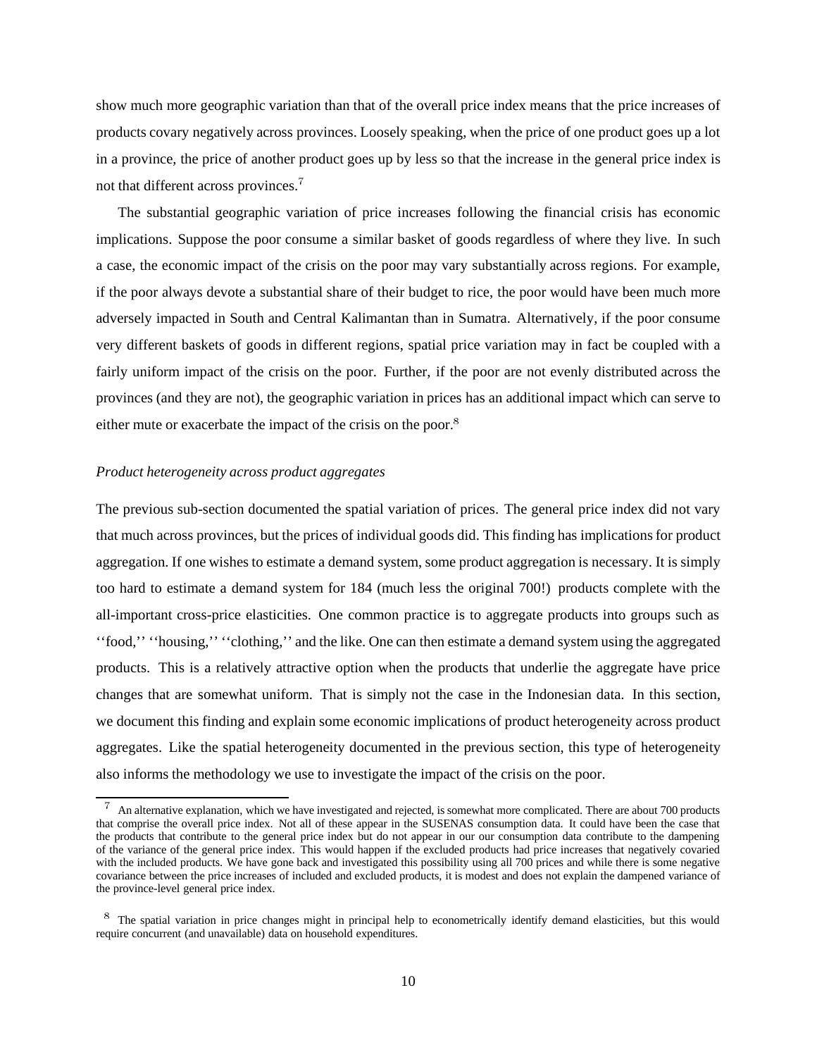show much more geographic variation than that of the overall price index means that the price increases of products covary negatively across provinces. Loosely speaking, when the price of one product goes up a lot in a province, the price of another product goes up by less so that the increase in the general price index is not that different across provinces.[7]

The substantial geographic variation of price increases following the financial crisis has economic implications. Suppose the poor consume a similar basket of goods regardless of where they live. In such a case, the economic impact of the crisis on the poor may vary substantially across regions. For example, if the poor always devote a substantial share of their budget to rice, the poor would have been much more adversely impacted in South and Central Kalimantan than in Sumatra. Alternatively, if the poor consume very different baskets of goods in different regions, spatial price variation may in fact be coupled with a fairly uniform impact of the crisis on the poor. Further, if the poor are not evenly distributed across the provinces (and they are not), the geographic variation in prices has an additional impact which can serve to either mute or exacerbate the impact of the crisis on the poor.[8]

*Product heterogeneity across product aggregates*

The previous sub-section documented the spatial variation of prices. The general price index did not vary that much across provinces, but the prices of individual goods did. This finding has implications for product aggregation. If one wishes to estimate a demand system, some product aggregation is necessary. It is simply too hard to estimate a demand system for 184 (much less the original 700!) products complete with the all-important cross-price elasticities. One common practice is to aggregate products into groups such as ''food,'' ''housing,'' ''clothing,'' and the like. One can then estimate a demand system using the aggregated products. This is a relatively attractive option when the products that underlie the aggregate have price changes that are somewhat uniform. That is simply not the case in the Indonesian data. In this section, we document this finding and explain some economic implications of product heterogeneity across product aggregates. Like the spatial heterogeneity documented in the previous section, this type of heterogeneity also informs the methodology we use to investigate the impact of the crisis on the poor.

[7] An alternative explanation, which we have investigated and rejected, is somewhat more complicated. There are about 700 products that comprise the overall price index. Not all of these appear in the SUSENAS consumption data. It could have been the case that the products that contribute to the general price index but do not appear in our our consumption data contribute to the dampening of the variance of the general price index. This would happen if the excluded products had price increases that negatively covaried with the included products. We have gone back and investigated this possibility using all 700 prices and while there is some negative covariance between the price increases of included and excluded products, it is modest and does not explain the dampened variance of the province-level general price index.

[8] The spatial variation in price changes might in principal help to econometrically identify demand elasticities, but this would require concurrent (and unavailable) data on household expenditures.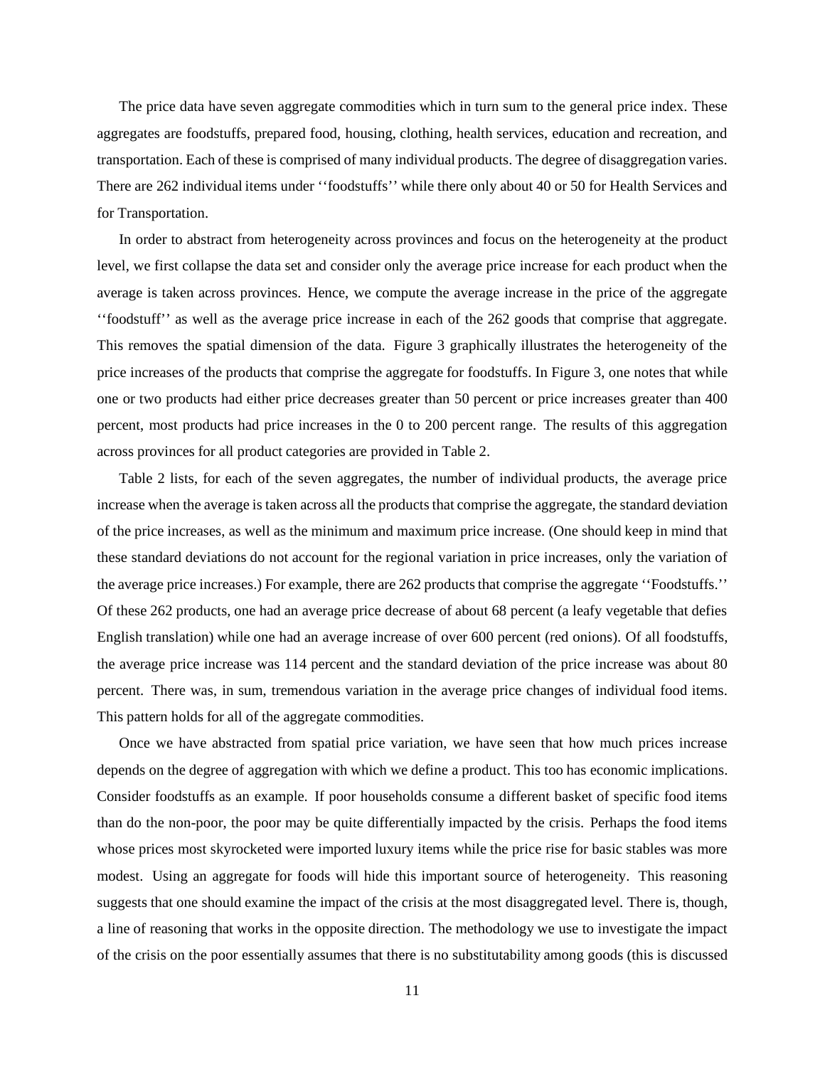The price data have seven aggregate commodities which in turn sum to the general price index. These aggregates are foodstuffs, prepared food, housing, clothing, health services, education and recreation, and transportation. Each of these is comprised of many individual products. The degree of disaggregation varies. There are 262 individual items under ''foodstuffs'' while there only about 40 or 50 for Health Services and for Transportation.

In order to abstract from heterogeneity across provinces and focus on the heterogeneity at the product level, we first collapse the data set and consider only the average price increase for each product when the average is taken across provinces. Hence, we compute the average increase in the price of the aggregate ''foodstuff'' as well as the average price increase in each of the 262 goods that comprise that aggregate. This removes the spatial dimension of the data. Figure 3 graphically illustrates the heterogeneity of the price increases of the products that comprise the aggregate for foodstuffs. In Figure 3, one notes that while one or two products had either price decreases greater than 50 percent or price increases greater than 400 percent, most products had price increases in the 0 to 200 percent range. The results of this aggregation across provinces for all product categories are provided in Table 2.

Table 2 lists, for each of the seven aggregates, the number of individual products, the average price increase when the average is taken across all the products that comprise the aggregate, the standard deviation of the price increases, as well as the minimum and maximum price increase. (One should keep in mind that these standard deviations do not account for the regional variation in price increases, only the variation of the average price increases.) For example, there are 262 products that comprise the aggregate ''Foodstuffs.'' Of these 262 products, one had an average price decrease of about 68 percent (a leafy vegetable that defies English translation) while one had an average increase of over 600 percent (red onions). Of all foodstuffs, the average price increase was 114 percent and the standard deviation of the price increase was about 80 percent. There was, in sum, tremendous variation in the average price changes of individual food items. This pattern holds for all of the aggregate commodities.

Once we have abstracted from spatial price variation, we have seen that how much prices increase depends on the degree of aggregation with which we define a product. This too has economic implications. Consider foodstuffs as an example. If poor households consume a different basket of specific food items than do the non-poor, the poor may be quite differentially impacted by the crisis. Perhaps the food items whose prices most skyrocketed were imported luxury items while the price rise for basic stables was more modest. Using an aggregate for foods will hide this important source of heterogeneity. This reasoning suggests that one should examine the impact of the crisis at the most disaggregated level. There is, though, a line of reasoning that works in the opposite direction. The methodology we use to investigate the impact of the crisis on the poor essentially assumes that there is no substitutability among goods (this is discussed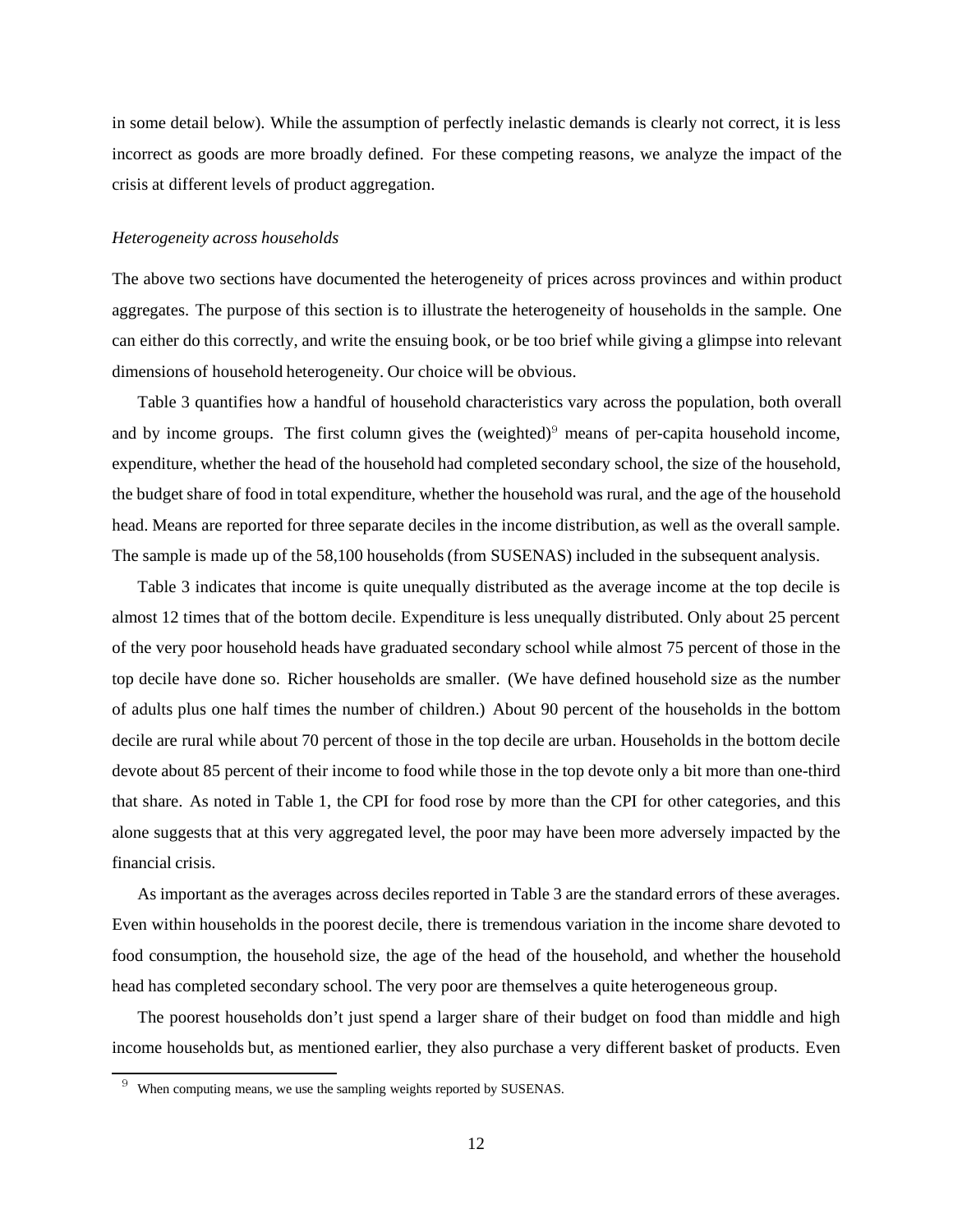in some detail below). While the assumption of perfectly inelastic demands is clearly not correct, it is less incorrect as goods are more broadly defined. For these competing reasons, we analyze the impact of the crisis at different levels of product aggregation.

*Heterogeneity across households*

The above two sections have documented the heterogeneity of prices across provinces and within product aggregates. The purpose of this section is to illustrate the heterogeneity of households in the sample. One can either do this correctly, and write the ensuing book, or be too brief while giving a glimpse into relevant dimensions of household heterogeneity. Our choice will be obvious.

Table 3 quantifies how a handful of household characteristics vary across the population, both overall and by income groups. The first column gives the (weighted)[9] means of per-capita household income, expenditure, whether the head of the household had completed secondary school, the size of the household, the budget share of food in total expenditure, whether the household was rural, and the age of the household head. Means are reported for three separate deciles in the income distribution, as well as the overall sample. The sample is made up of the 58,100 households (from SUSENAS) included in the subsequent analysis.

Table 3 indicates that income is quite unequally distributed as the average income at the top decile is almost 12 times that of the bottom decile. Expenditure is less unequally distributed. Only about 25 percent of the very poor household heads have graduated secondary school while almost 75 percent of those in the top decile have done so. Richer households are smaller. (We have defined household size as the number of adults plus one half times the number of children.) About 90 percent of the households in the bottom decile are rural while about 70 percent of those in the top decile are urban. Households in the bottom decile devote about 85 percent of their income to food while those in the top devote only a bit more than one-third that share. As noted in Table 1, the CPI for food rose by more than the CPI for other categories, and this alone suggests that at this very aggregated level, the poor may have been more adversely impacted by the financial crisis.

As important as the averages across deciles reported in Table 3 are the standard errors of these averages. Even within households in the poorest decile, there is tremendous variation in the income share devoted to food consumption, the household size, the age of the head of the household, and whether the household head has completed secondary school. The very poor are themselves a quite heterogeneous group.

The poorest households don't just spend a larger share of their budget on food than middle and high income households but, as mentioned earlier, they also purchase a very different basket of products. Even

[9] When computing means, we use the sampling weights reported by SUSENAS.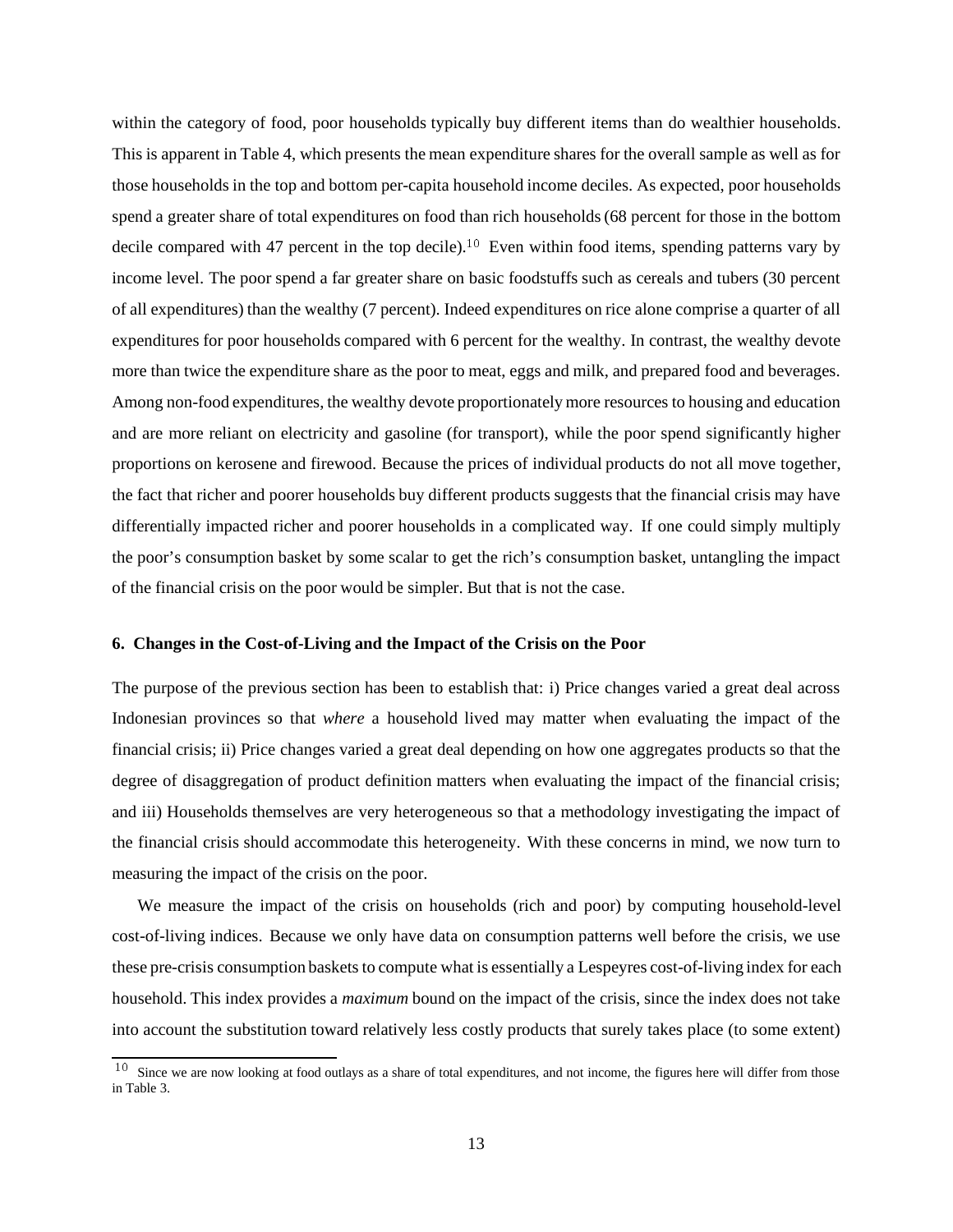within the category of food, poor households typically buy different items than do wealthier households. This is apparent in Table 4, which presents the mean expenditure shares for the overall sample as well as for those households in the top and bottom per-capita household income deciles. As expected, poor households spend a greater share of total expenditures on food than rich households (68 percent for those in the bottom decile compared with 47 percent in the top decile).[10] Even within food items, spending patterns vary by income level. The poor spend a far greater share on basic foodstuffs such as cereals and tubers (30 percent of all expenditures) than the wealthy (7 percent). Indeed expenditures on rice alone comprise a quarter of all expenditures for poor households compared with 6 percent for the wealthy. In contrast, the wealthy devote more than twice the expenditure share as the poor to meat, eggs and milk, and prepared food and beverages. Among non-food expenditures, the wealthy devote proportionately more resources to housing and education and are more reliant on electricity and gasoline (for transport), while the poor spend significantly higher proportions on kerosene and firewood. Because the prices of individual products do not all move together, the fact that richer and poorer households buy different products suggests that the financial crisis may have differentially impacted richer and poorer households in a complicated way. If one could simply multiply the poor's consumption basket by some scalar to get the rich's consumption basket, untangling the impact of the financial crisis on the poor would be simpler. But that is not the case.

### 6. Changes in the Cost-of-Living and the Impact of the Crisis on the Poor

The purpose of the previous section has been to establish that: i) Price changes varied a great deal across Indonesian provinces so that *where* a household lived may matter when evaluating the impact of the financial crisis; ii) Price changes varied a great deal depending on how one aggregates products so that the degree of disaggregation of product definition matters when evaluating the impact of the financial crisis; and iii) Households themselves are very heterogeneous so that a methodology investigating the impact of the financial crisis should accommodate this heterogeneity. With these concerns in mind, we now turn to measuring the impact of the crisis on the poor.

We measure the impact of the crisis on households (rich and poor) by computing household-level cost-of-living indices. Because we only have data on consumption patterns well before the crisis, we use these pre-crisis consumption baskets to compute what is essentially a Lespeyres cost-of-living index for each household. This index provides a *maximum* bound on the impact of the crisis, since the index does not take into account the substitution toward relatively less costly products that surely takes place (to some extent)

[10] Since we are now looking at food outlays as a share of total expenditures, and not income, the figures here will differ from those in Table 3.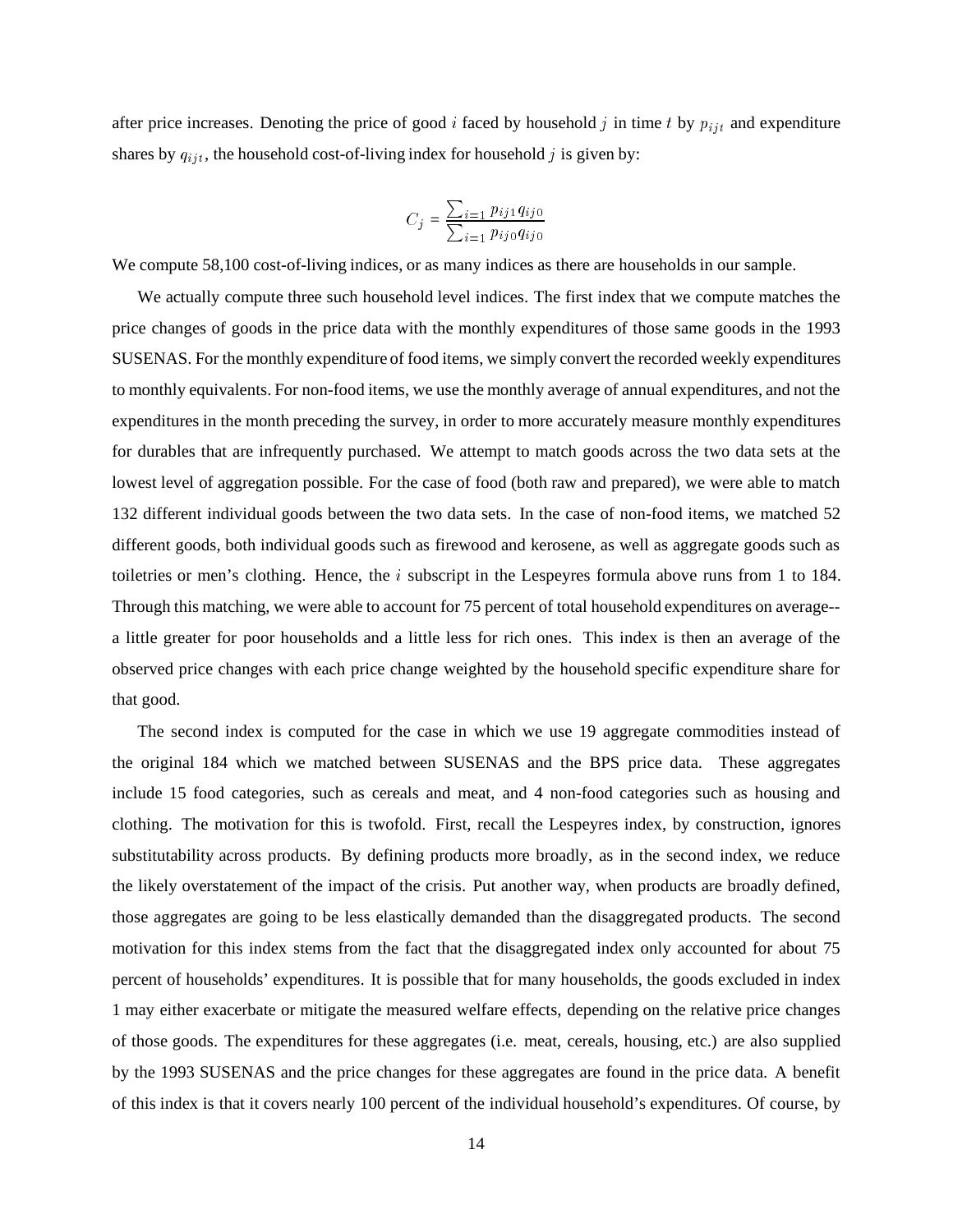after price increases. Denoting the price of good $i$ faced by household $j$ in time $t$ by $p_{ijt}$ and expenditure shares by $q_{ijt}$, the household cost-of-living index for household $j$ is given by:

$$C_j = \frac{\sum_{i=1} p_{ij1} q_{ij0}}{\sum_{i=1} p_{ij0} q_{ij0}}$$

We compute 58,100 cost-of-living indices, or as many indices as there are households in our sample.

We actually compute three such household level indices. The first index that we compute matches the price changes of goods in the price data with the monthly expenditures of those same goods in the 1993 SUSENAS. For the monthly expenditure of food items, we simply convert the recorded weekly expenditures to monthly equivalents. For non-food items, we use the monthly average of annual expenditures, and not the expenditures in the month preceding the survey, in order to more accurately measure monthly expenditures for durables that are infrequently purchased. We attempt to match goods across the two data sets at the lowest level of aggregation possible. For the case of food (both raw and prepared), we were able to match 132 different individual goods between the two data sets. In the case of non-food items, we matched 52 different goods, both individual goods such as firewood and kerosene, as well as aggregate goods such as toiletries or men's clothing. Hence, the $i$ subscript in the Lespeyres formula above runs from 1 to 184. Through this matching, we were able to account for 75 percent of total household expenditures on average-- a little greater for poor households and a little less for rich ones. This index is then an average of the observed price changes with each price change weighted by the household specific expenditure share for that good.

The second index is computed for the case in which we use 19 aggregate commodities instead of the original 184 which we matched between SUSENAS and the BPS price data. These aggregates include 15 food categories, such as cereals and meat, and 4 non-food categories such as housing and clothing. The motivation for this is twofold. First, recall the Lespeyres index, by construction, ignores substitutability across products. By defining products more broadly, as in the second index, we reduce the likely overstatement of the impact of the crisis. Put another way, when products are broadly defined, those aggregates are going to be less elastically demanded than the disaggregated products. The second motivation for this index stems from the fact that the disaggregated index only accounted for about 75 percent of households' expenditures. It is possible that for many households, the goods excluded in index 1 may either exacerbate or mitigate the measured welfare effects, depending on the relative price changes of those goods. The expenditures for these aggregates (i.e. meat, cereals, housing, etc.) are also supplied by the 1993 SUSENAS and the price changes for these aggregates are found in the price data. A benefit of this index is that it covers nearly 100 percent of the individual household's expenditures. Of course, by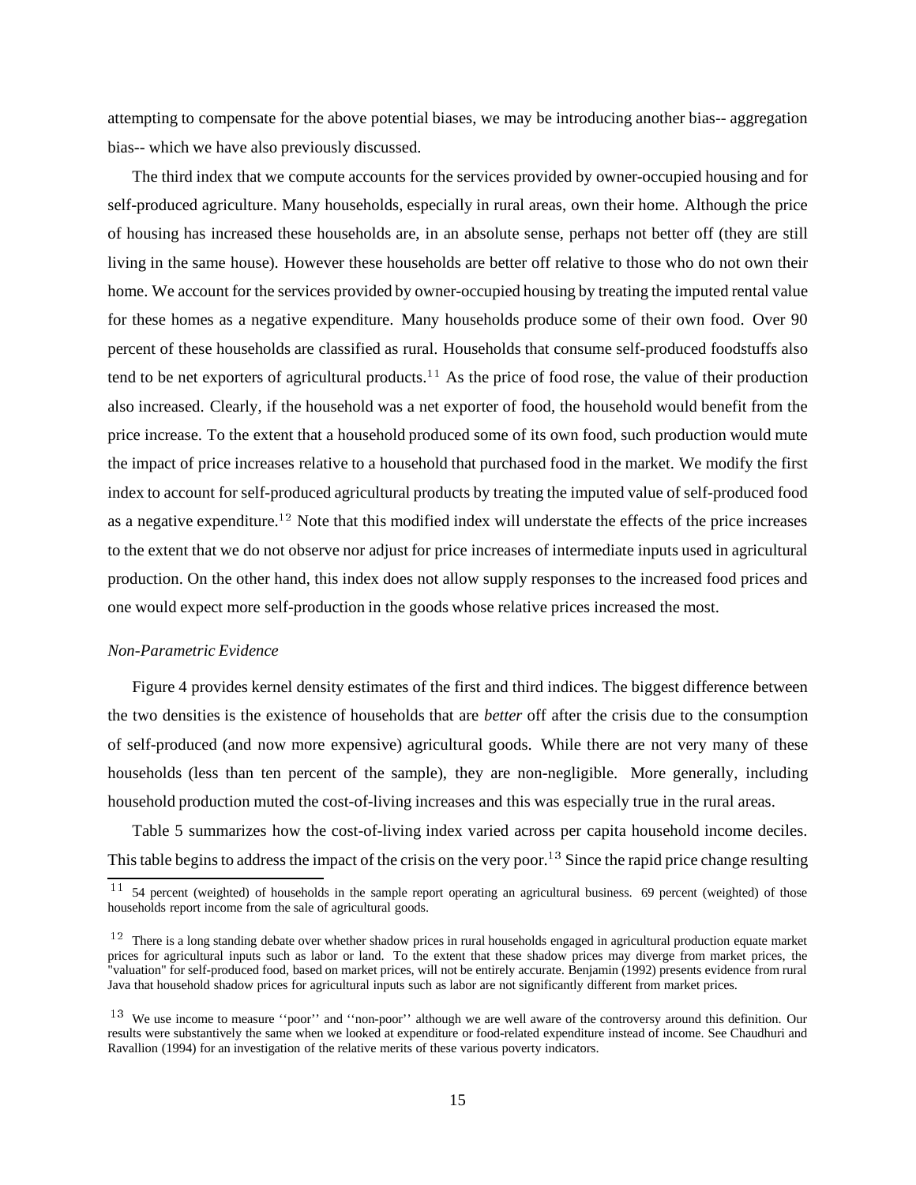attempting to compensate for the above potential biases, we may be introducing another bias-- aggregation bias-- which we have also previously discussed.

The third index that we compute accounts for the services provided by owner-occupied housing and for self-produced agriculture. Many households, especially in rural areas, own their home. Although the price of housing has increased these households are, in an absolute sense, perhaps not better off (they are still living in the same house). However these households are better off relative to those who do not own their home. We account for the services provided by owner-occupied housing by treating the imputed rental value for these homes as a negative expenditure. Many households produce some of their own food. Over 90 percent of these households are classified as rural. Households that consume self-produced foodstuffs also tend to be net exporters of agricultural products.[11] As the price of food rose, the value of their production also increased. Clearly, if the household was a net exporter of food, the household would benefit from the price increase. To the extent that a household produced some of its own food, such production would mute the impact of price increases relative to a household that purchased food in the market. We modify the first index to account for self-produced agricultural products by treating the imputed value of self-produced food as a negative expenditure.[12] Note that this modified index will understate the effects of the price increases to the extent that we do not observe nor adjust for price increases of intermediate inputs used in agricultural production. On the other hand, this index does not allow supply responses to the increased food prices and one would expect more self-production in the goods whose relative prices increased the most.

*Non-Parametric Evidence*

Figure 4 provides kernel density estimates of the first and third indices. The biggest difference between the two densities is the existence of households that are *better* off after the crisis due to the consumption of self-produced (and now more expensive) agricultural goods. While there are not very many of these households (less than ten percent of the sample), they are non-negligible. More generally, including household production muted the cost-of-living increases and this was especially true in the rural areas.

Table 5 summarizes how the cost-of-living index varied across per capita household income deciles. This table begins to address the impact of the crisis on the very poor.[13] Since the rapid price change resulting

[11] 54 percent (weighted) of households in the sample report operating an agricultural business. 69 percent (weighted) of those households report income from the sale of agricultural goods.

[12] There is a long standing debate over whether shadow prices in rural households engaged in agricultural production equate market prices for agricultural inputs such as labor or land. To the extent that these shadow prices may diverge from market prices, the "valuation" for self-produced food, based on market prices, will not be entirely accurate. Benjamin (1992) presents evidence from rural Java that household shadow prices for agricultural inputs such as labor are not significantly different from market prices.

[13] We use income to measure ''poor'' and ''non-poor'' although we are well aware of the controversy around this definition. Our results were substantively the same when we looked at expenditure or food-related expenditure instead of income. See Chaudhuri and Ravallion (1994) for an investigation of the relative merits of these various poverty indicators.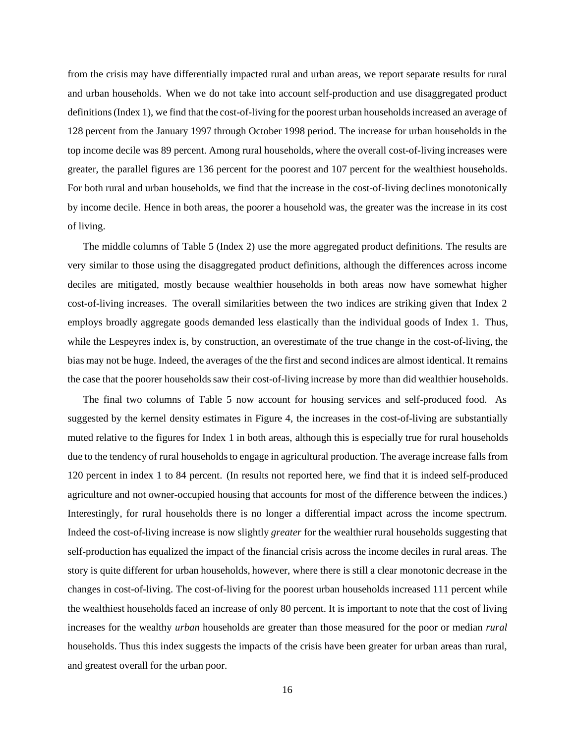from the crisis may have differentially impacted rural and urban areas, we report separate results for rural and urban households. When we do not take into account self-production and use disaggregated product definitions (Index 1), we find that the cost-of-living for the poorest urban households increased an average of 128 percent from the January 1997 through October 1998 period. The increase for urban households in the top income decile was 89 percent. Among rural households, where the overall cost-of-living increases were greater, the parallel figures are 136 percent for the poorest and 107 percent for the wealthiest households. For both rural and urban households, we find that the increase in the cost-of-living declines monotonically by income decile. Hence in both areas, the poorer a household was, the greater was the increase in its cost of living.

The middle columns of Table 5 (Index 2) use the more aggregated product definitions. The results are very similar to those using the disaggregated product definitions, although the differences across income deciles are mitigated, mostly because wealthier households in both areas now have somewhat higher cost-of-living increases. The overall similarities between the two indices are striking given that Index 2 employs broadly aggregate goods demanded less elastically than the individual goods of Index 1. Thus, while the Lespeyres index is, by construction, an overestimate of the true change in the cost-of-living, the bias may not be huge. Indeed, the averages of the the first and second indices are almost identical. It remains the case that the poorer households saw their cost-of-living increase by more than did wealthier households.

The final two columns of Table 5 now account for housing services and self-produced food. As suggested by the kernel density estimates in Figure 4, the increases in the cost-of-living are substantially muted relative to the figures for Index 1 in both areas, although this is especially true for rural households due to the tendency of rural households to engage in agricultural production. The average increase falls from 120 percent in index 1 to 84 percent. (In results not reported here, we find that it is indeed self-produced agriculture and not owner-occupied housing that accounts for most of the difference between the indices.) Interestingly, for rural households there is no longer a differential impact across the income spectrum. Indeed the cost-of-living increase is now slightly *greater* for the wealthier rural households suggesting that self-production has equalized the impact of the financial crisis across the income deciles in rural areas. The story is quite different for urban households, however, where there is still a clear monotonic decrease in the changes in cost-of-living. The cost-of-living for the poorest urban households increased 111 percent while the wealthiest households faced an increase of only 80 percent. It is important to note that the cost of living increases for the wealthy *urban* households are greater than those measured for the poor or median *rural* households. Thus this index suggests the impacts of the crisis have been greater for urban areas than rural, and greatest overall for the urban poor.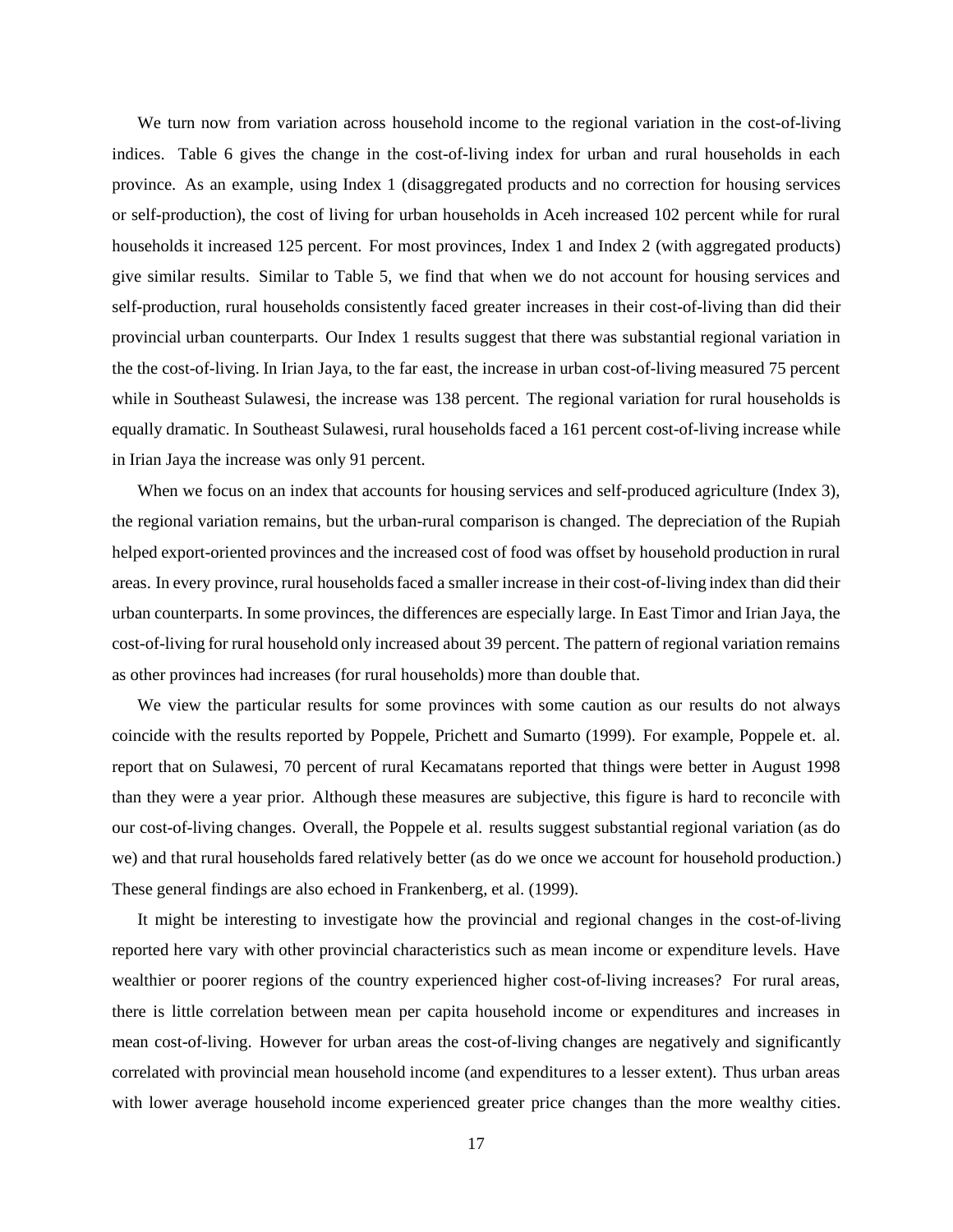We turn now from variation across household income to the regional variation in the cost-of-living indices. Table 6 gives the change in the cost-of-living index for urban and rural households in each province. As an example, using Index 1 (disaggregated products and no correction for housing services or self-production), the cost of living for urban households in Aceh increased 102 percent while for rural households it increased 125 percent. For most provinces, Index 1 and Index 2 (with aggregated products) give similar results. Similar to Table 5, we find that when we do not account for housing services and self-production, rural households consistently faced greater increases in their cost-of-living than did their provincial urban counterparts. Our Index 1 results suggest that there was substantial regional variation in the the cost-of-living. In Irian Jaya, to the far east, the increase in urban cost-of-living measured 75 percent while in Southeast Sulawesi, the increase was 138 percent. The regional variation for rural households is equally dramatic. In Southeast Sulawesi, rural households faced a 161 percent cost-of-living increase while in Irian Jaya the increase was only 91 percent.

When we focus on an index that accounts for housing services and self-produced agriculture (Index 3), the regional variation remains, but the urban-rural comparison is changed. The depreciation of the Rupiah helped export-oriented provinces and the increased cost of food was offset by household production in rural areas. In every province, rural households faced a smaller increase in their cost-of-living index than did their urban counterparts. In some provinces, the differences are especially large. In East Timor and Irian Jaya, the cost-of-living for rural household only increased about 39 percent. The pattern of regional variation remains as other provinces had increases (for rural households) more than double that.

We view the particular results for some provinces with some caution as our results do not always coincide with the results reported by Poppele, Prichett and Sumarto (1999). For example, Poppele et. al. report that on Sulawesi, 70 percent of rural Kecamatans reported that things were better in August 1998 than they were a year prior. Although these measures are subjective, this figure is hard to reconcile with our cost-of-living changes. Overall, the Poppele et al. results suggest substantial regional variation (as do we) and that rural households fared relatively better (as do we once we account for household production.) These general findings are also echoed in Frankenberg, et al. (1999).

It might be interesting to investigate how the provincial and regional changes in the cost-of-living reported here vary with other provincial characteristics such as mean income or expenditure levels. Have wealthier or poorer regions of the country experienced higher cost-of-living increases? For rural areas, there is little correlation between mean per capita household income or expenditures and increases in mean cost-of-living. However for urban areas the cost-of-living changes are negatively and significantly correlated with provincial mean household income (and expenditures to a lesser extent). Thus urban areas with lower average household income experienced greater price changes than the more wealthy cities.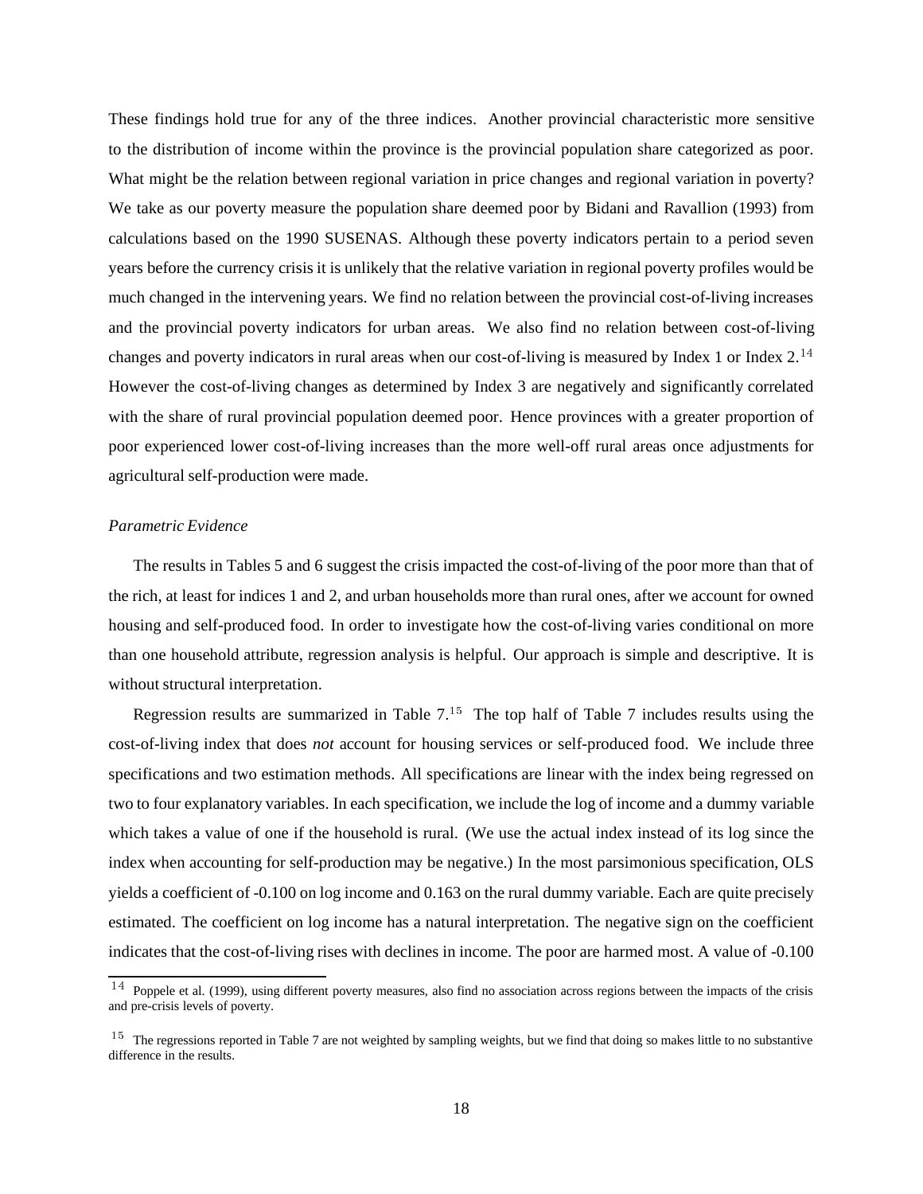These findings hold true for any of the three indices. Another provincial characteristic more sensitive to the distribution of income within the province is the provincial population share categorized as poor. What might be the relation between regional variation in price changes and regional variation in poverty? We take as our poverty measure the population share deemed poor by Bidani and Ravallion (1993) from calculations based on the 1990 SUSENAS. Although these poverty indicators pertain to a period seven years before the currency crisis it is unlikely that the relative variation in regional poverty profiles would be much changed in the intervening years. We find no relation between the provincial cost-of-living increases and the provincial poverty indicators for urban areas. We also find no relation between cost-of-living changes and poverty indicators in rural areas when our cost-of-living is measured by Index 1 or Index 2.[14] However the cost-of-living changes as determined by Index 3 are negatively and significantly correlated with the share of rural provincial population deemed poor. Hence provinces with a greater proportion of poor experienced lower cost-of-living increases than the more well-off rural areas once adjustments for agricultural self-production were made.

*Parametric Evidence*

The results in Tables 5 and 6 suggest the crisis impacted the cost-of-living of the poor more than that of the rich, at least for indices 1 and 2, and urban households more than rural ones, after we account for owned housing and self-produced food. In order to investigate how the cost-of-living varies conditional on more than one household attribute, regression analysis is helpful. Our approach is simple and descriptive. It is without structural interpretation.

Regression results are summarized in Table 7.[15] The top half of Table 7 includes results using the cost-of-living index that does *not* account for housing services or self-produced food. We include three specifications and two estimation methods. All specifications are linear with the index being regressed on two to four explanatory variables. In each specification, we include the log of income and a dummy variable which takes a value of one if the household is rural. (We use the actual index instead of its log since the index when accounting for self-production may be negative.) In the most parsimonious specification, OLS yields a coefficient of -0.100 on log income and 0.163 on the rural dummy variable. Each are quite precisely estimated. The coefficient on log income has a natural interpretation. The negative sign on the coefficient indicates that the cost-of-living rises with declines in income. The poor are harmed most. A value of -0.100

[14] Poppele et al. (1999), using different poverty measures, also find no association across regions between the impacts of the crisis and pre-crisis levels of poverty.

[15] The regressions reported in Table 7 are not weighted by sampling weights, but we find that doing so makes little to no substantive difference in the results.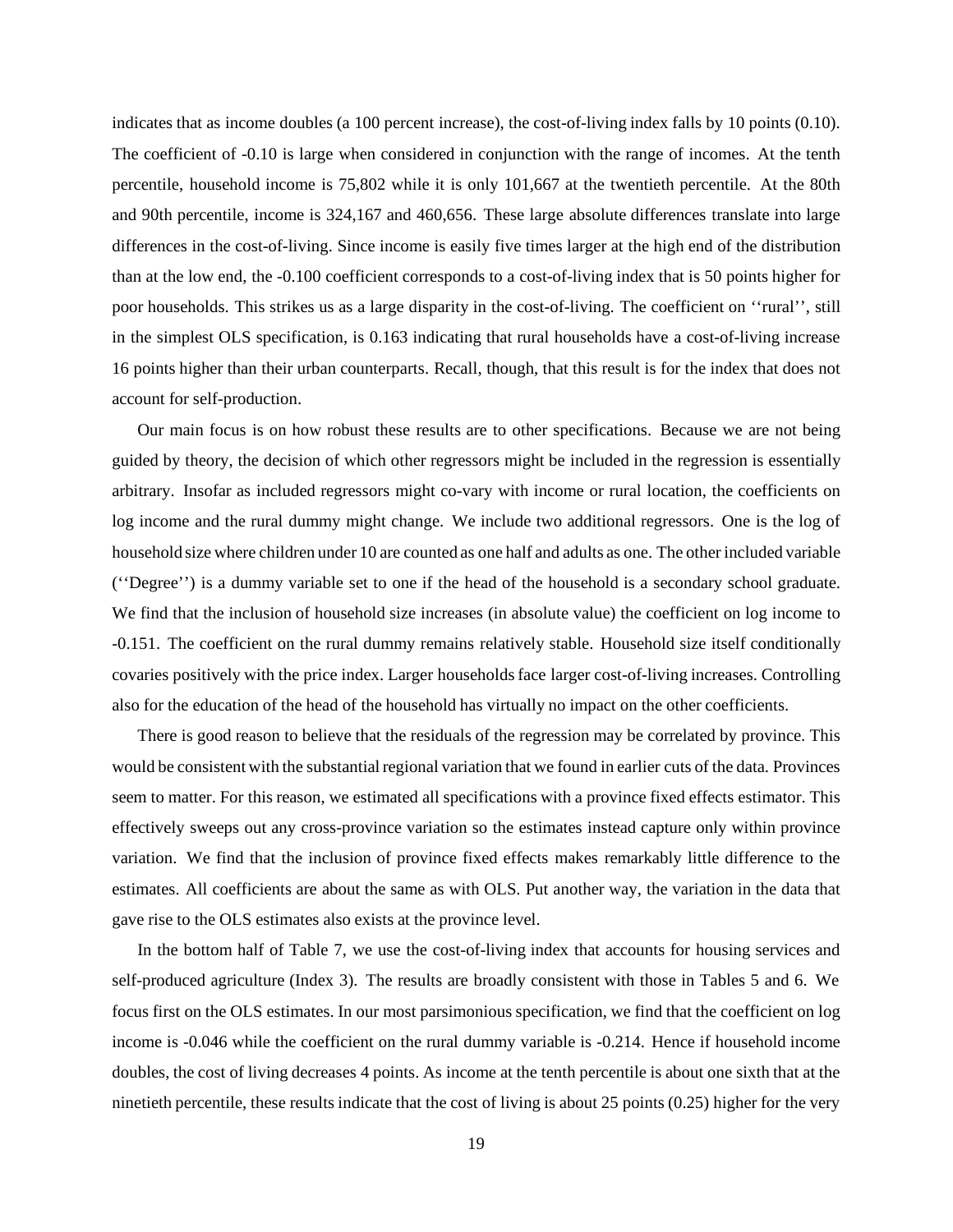indicates that as income doubles (a 100 percent increase), the cost-of-living index falls by 10 points (0.10). The coefficient of -0.10 is large when considered in conjunction with the range of incomes. At the tenth percentile, household income is 75,802 while it is only 101,667 at the twentieth percentile. At the 80th and 90th percentile, income is 324,167 and 460,656. These large absolute differences translate into large differences in the cost-of-living. Since income is easily five times larger at the high end of the distribution than at the low end, the -0.100 coefficient corresponds to a cost-of-living index that is 50 points higher for poor households. This strikes us as a large disparity in the cost-of-living. The coefficient on ''rural'', still in the simplest OLS specification, is 0.163 indicating that rural households have a cost-of-living increase 16 points higher than their urban counterparts. Recall, though, that this result is for the index that does not account for self-production.

Our main focus is on how robust these results are to other specifications. Because we are not being guided by theory, the decision of which other regressors might be included in the regression is essentially arbitrary. Insofar as included regressors might co-vary with income or rural location, the coefficients on log income and the rural dummy might change. We include two additional regressors. One is the log of household size where children under 10 are counted as one half and adults as one. The other included variable (''Degree'') is a dummy variable set to one if the head of the household is a secondary school graduate. We find that the inclusion of household size increases (in absolute value) the coefficient on log income to -0.151. The coefficient on the rural dummy remains relatively stable. Household size itself conditionally covaries positively with the price index. Larger households face larger cost-of-living increases. Controlling also for the education of the head of the household has virtually no impact on the other coefficients.

There is good reason to believe that the residuals of the regression may be correlated by province. This would be consistent with the substantial regional variation that we found in earlier cuts of the data. Provinces seem to matter. For this reason, we estimated all specifications with a province fixed effects estimator. This effectively sweeps out any cross-province variation so the estimates instead capture only within province variation. We find that the inclusion of province fixed effects makes remarkably little difference to the estimates. All coefficients are about the same as with OLS. Put another way, the variation in the data that gave rise to the OLS estimates also exists at the province level.

In the bottom half of Table 7, we use the cost-of-living index that accounts for housing services and self-produced agriculture (Index 3). The results are broadly consistent with those in Tables 5 and 6. We focus first on the OLS estimates. In our most parsimonious specification, we find that the coefficient on log income is -0.046 while the coefficient on the rural dummy variable is -0.214. Hence if household income doubles, the cost of living decreases 4 points. As income at the tenth percentile is about one sixth that at the ninetieth percentile, these results indicate that the cost of living is about 25 points (0.25) higher for the very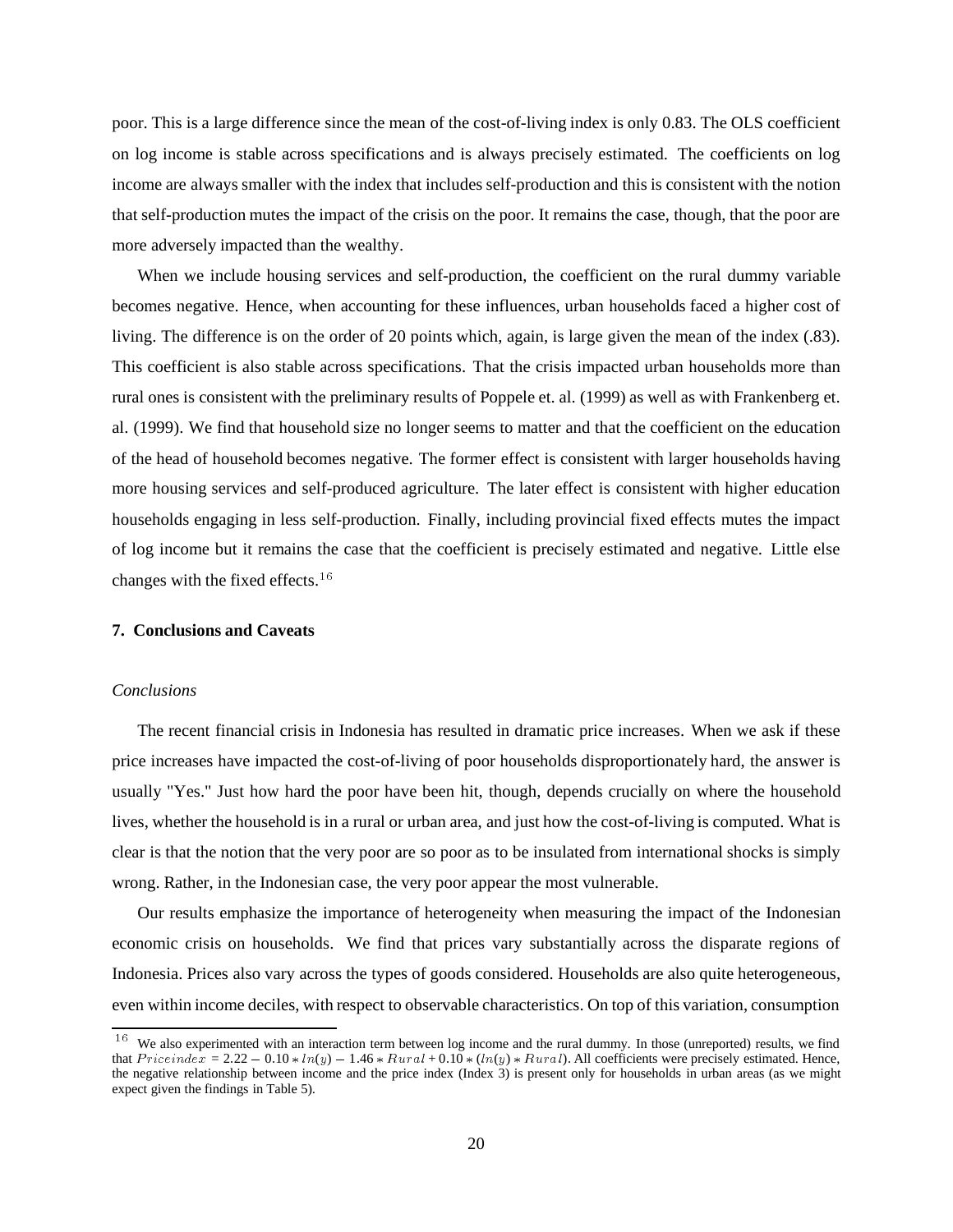poor. This is a large difference since the mean of the cost-of-living index is only 0.83. The OLS coefficient on log income is stable across specifications and is always precisely estimated. The coefficients on log income are always smaller with the index that includes self-production and this is consistent with the notion that self-production mutes the impact of the crisis on the poor. It remains the case, though, that the poor are more adversely impacted than the wealthy.

When we include housing services and self-production, the coefficient on the rural dummy variable becomes negative. Hence, when accounting for these influences, urban households faced a higher cost of living. The difference is on the order of 20 points which, again, is large given the mean of the index (.83). This coefficient is also stable across specifications. That the crisis impacted urban households more than rural ones is consistent with the preliminary results of Poppele et. al. (1999) as well as with Frankenberg et. al. (1999). We find that household size no longer seems to matter and that the coefficient on the education of the head of household becomes negative. The former effect is consistent with larger households having more housing services and self-produced agriculture. The later effect is consistent with higher education households engaging in less self-production. Finally, including provincial fixed effects mutes the impact of log income but it remains the case that the coefficient is precisely estimated and negative. Little else changes with the fixed effects.[16]

## 7. Conclusions and Caveats

### *Conclusions*

The recent financial crisis in Indonesia has resulted in dramatic price increases. When we ask if these price increases have impacted the cost-of-living of poor households disproportionately hard, the answer is usually "Yes." Just how hard the poor have been hit, though, depends crucially on where the household lives, whether the household is in a rural or urban area, and just how the cost-of-living is computed. What is clear is that the notion that the very poor are so poor as to be insulated from international shocks is simply wrong. Rather, in the Indonesian case, the very poor appear the most vulnerable.

Our results emphasize the importance of heterogeneity when measuring the impact of the Indonesian economic crisis on households. We find that prices vary substantially across the disparate regions of Indonesia. Prices also vary across the types of goods considered. Households are also quite heterogeneous, even within income deciles, with respect to observable characteristics. On top of this variation, consumption

---

[16] We also experimented with an interaction term between log income and the rural dummy. In those (unreported) results, we find that $Priceindex = 2.22 - 0.10 * ln(y) - 1.46 * Rural + 0.10 * (ln(y) * Rural)$. All coefficients were precisely estimated. Hence, the negative relationship between income and the price index (Index 3) is present only for households in urban areas (as we might expect given the findings in Table 5).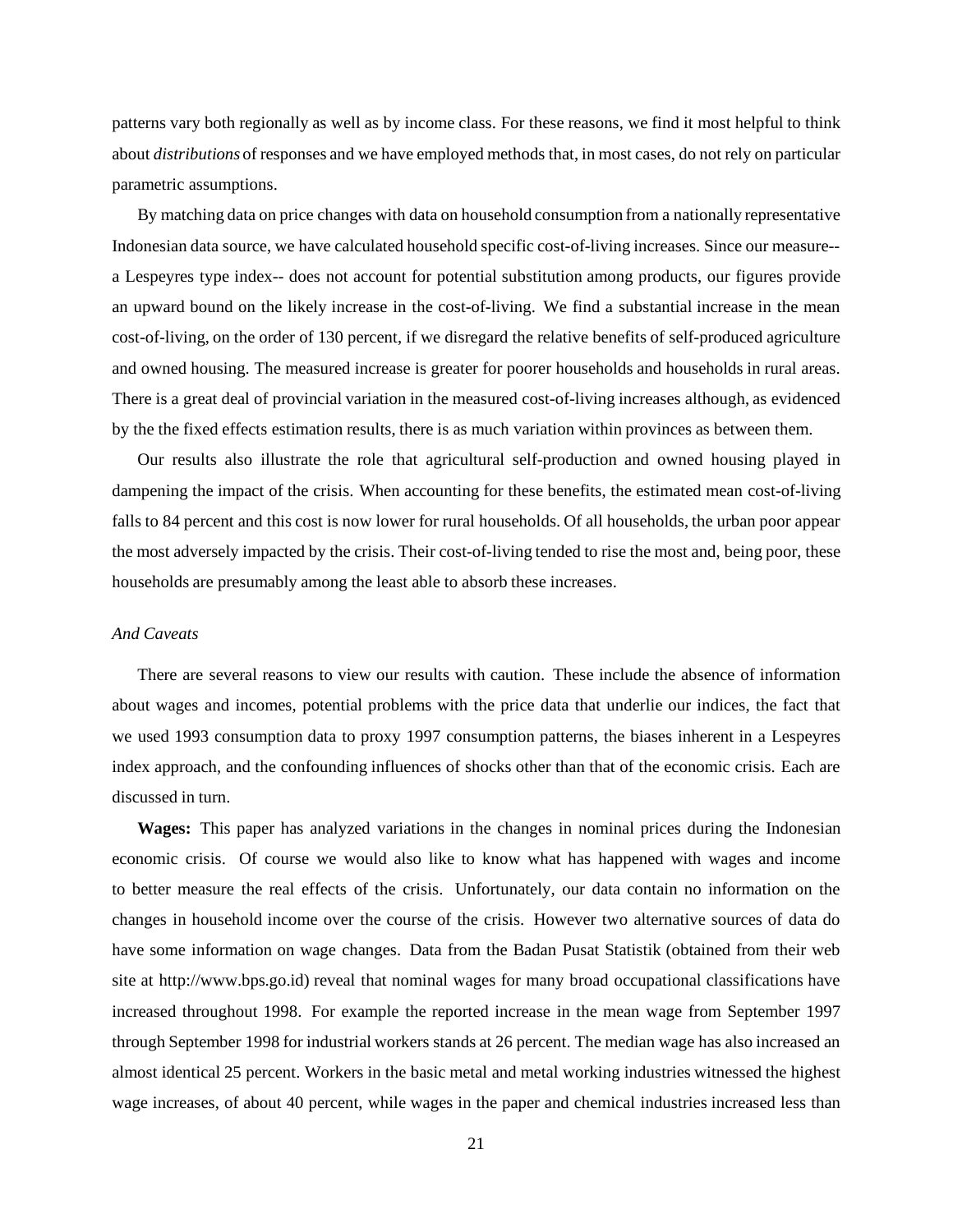patterns vary both regionally as well as by income class. For these reasons, we find it most helpful to think about *distributions* of responses and we have employed methods that, in most cases, do not rely on particular parametric assumptions.

By matching data on price changes with data on household consumption from a nationally representative Indonesian data source, we have calculated household specific cost-of-living increases. Since our measure-- a Lespeyres type index-- does not account for potential substitution among products, our figures provide an upward bound on the likely increase in the cost-of-living. We find a substantial increase in the mean cost-of-living, on the order of 130 percent, if we disregard the relative benefits of self-produced agriculture and owned housing. The measured increase is greater for poorer households and households in rural areas. There is a great deal of provincial variation in the measured cost-of-living increases although, as evidenced by the the fixed effects estimation results, there is as much variation within provinces as between them.

Our results also illustrate the role that agricultural self-production and owned housing played in dampening the impact of the crisis. When accounting for these benefits, the estimated mean cost-of-living falls to 84 percent and this cost is now lower for rural households. Of all households, the urban poor appear the most adversely impacted by the crisis. Their cost-of-living tended to rise the most and, being poor, these households are presumably among the least able to absorb these increases.

### *And Caveats*

There are several reasons to view our results with caution. These include the absence of information about wages and incomes, potential problems with the price data that underlie our indices, the fact that we used 1993 consumption data to proxy 1997 consumption patterns, the biases inherent in a Lespeyres index approach, and the confounding influences of shocks other than that of the economic crisis. Each are discussed in turn.

**Wages:** This paper has analyzed variations in the changes in nominal prices during the Indonesian economic crisis. Of course we would also like to know what has happened with wages and income to better measure the real effects of the crisis. Unfortunately, our data contain no information on the changes in household income over the course of the crisis. However two alternative sources of data do have some information on wage changes. Data from the Badan Pusat Statistik (obtained from their web site at http://www.bps.go.id) reveal that nominal wages for many broad occupational classifications have increased throughout 1998. For example the reported increase in the mean wage from September 1997 through September 1998 for industrial workers stands at 26 percent. The median wage has also increased an almost identical 25 percent. Workers in the basic metal and metal working industries witnessed the highest wage increases, of about 40 percent, while wages in the paper and chemical industries increased less than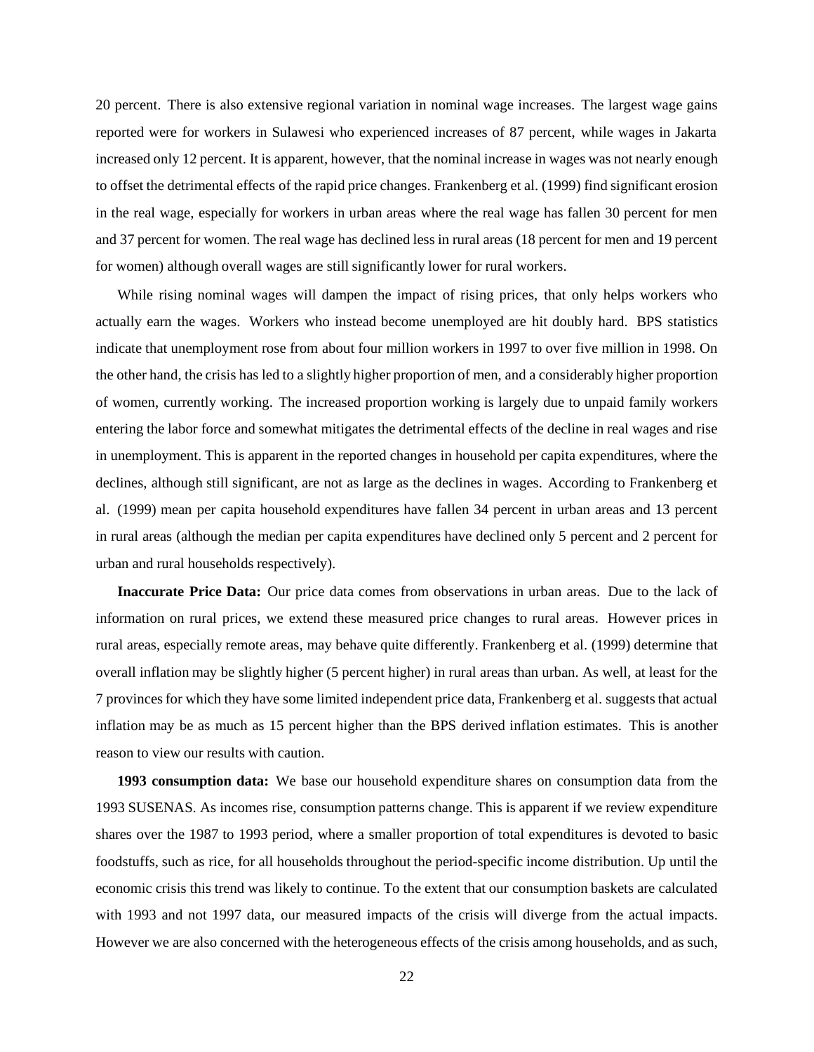20 percent. There is also extensive regional variation in nominal wage increases. The largest wage gains reported were for workers in Sulawesi who experienced increases of 87 percent, while wages in Jakarta increased only 12 percent. It is apparent, however, that the nominal increase in wages was not nearly enough to offset the detrimental effects of the rapid price changes. Frankenberg et al. (1999) find significant erosion in the real wage, especially for workers in urban areas where the real wage has fallen 30 percent for men and 37 percent for women. The real wage has declined less in rural areas (18 percent for men and 19 percent for women) although overall wages are still significantly lower for rural workers.

While rising nominal wages will dampen the impact of rising prices, that only helps workers who actually earn the wages. Workers who instead become unemployed are hit doubly hard. BPS statistics indicate that unemployment rose from about four million workers in 1997 to over five million in 1998. On the other hand, the crisis has led to a slightly higher proportion of men, and a considerably higher proportion of women, currently working. The increased proportion working is largely due to unpaid family workers entering the labor force and somewhat mitigates the detrimental effects of the decline in real wages and rise in unemployment. This is apparent in the reported changes in household per capita expenditures, where the declines, although still significant, are not as large as the declines in wages. According to Frankenberg et al. (1999) mean per capita household expenditures have fallen 34 percent in urban areas and 13 percent in rural areas (although the median per capita expenditures have declined only 5 percent and 2 percent for urban and rural households respectively).

**Inaccurate Price Data:** Our price data comes from observations in urban areas. Due to the lack of information on rural prices, we extend these measured price changes to rural areas. However prices in rural areas, especially remote areas, may behave quite differently. Frankenberg et al. (1999) determine that overall inflation may be slightly higher (5 percent higher) in rural areas than urban. As well, at least for the 7 provinces for which they have some limited independent price data, Frankenberg et al. suggests that actual inflation may be as much as 15 percent higher than the BPS derived inflation estimates. This is another reason to view our results with caution.

**1993 consumption data:** We base our household expenditure shares on consumption data from the 1993 SUSENAS. As incomes rise, consumption patterns change. This is apparent if we review expenditure shares over the 1987 to 1993 period, where a smaller proportion of total expenditures is devoted to basic foodstuffs, such as rice, for all households throughout the period-specific income distribution. Up until the economic crisis this trend was likely to continue. To the extent that our consumption baskets are calculated with 1993 and not 1997 data, our measured impacts of the crisis will diverge from the actual impacts. However we are also concerned with the heterogeneous effects of the crisis among households, and as such,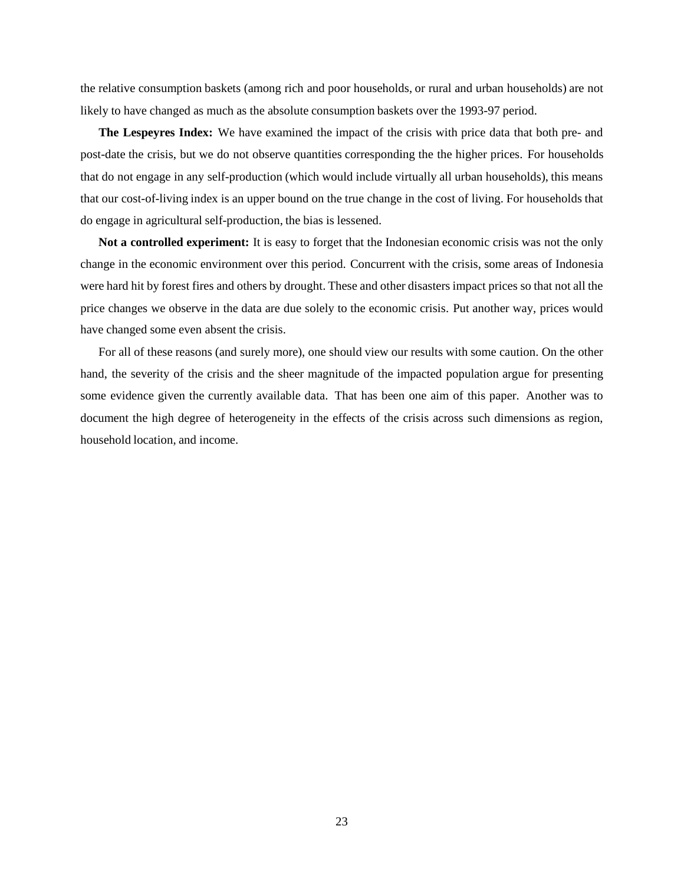the relative consumption baskets (among rich and poor households, or rural and urban households) are not likely to have changed as much as the absolute consumption baskets over the 1993-97 period.

**The Lespeyres Index:** We have examined the impact of the crisis with price data that both pre- and post-date the crisis, but we do not observe quantities corresponding the the higher prices. For households that do not engage in any self-production (which would include virtually all urban households), this means that our cost-of-living index is an upper bound on the true change in the cost of living. For households that do engage in agricultural self-production, the bias is lessened.

**Not a controlled experiment:** It is easy to forget that the Indonesian economic crisis was not the only change in the economic environment over this period. Concurrent with the crisis, some areas of Indonesia were hard hit by forest fires and others by drought. These and other disasters impact prices so that not all the price changes we observe in the data are due solely to the economic crisis. Put another way, prices would have changed some even absent the crisis.

For all of these reasons (and surely more), one should view our results with some caution. On the other hand, the severity of the crisis and the sheer magnitude of the impacted population argue for presenting some evidence given the currently available data. That has been one aim of this paper. Another was to document the high degree of heterogeneity in the effects of the crisis across such dimensions as region, household location, and income.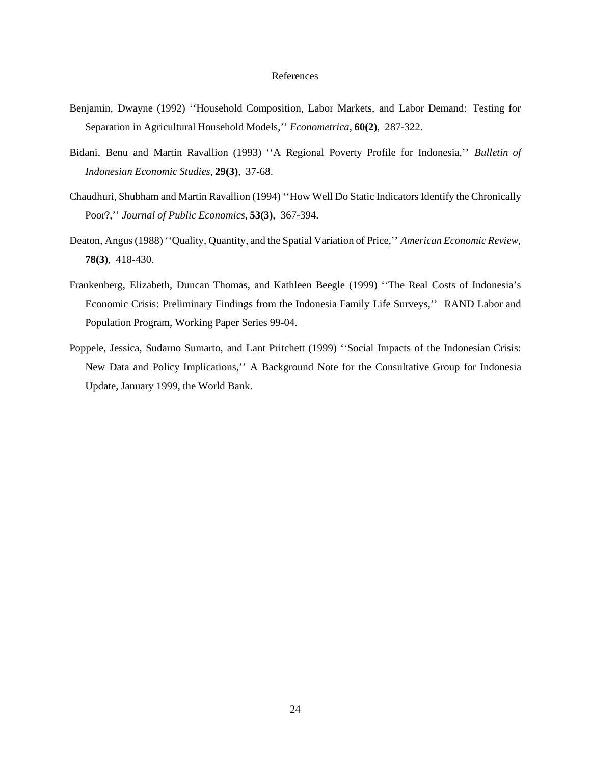# References

Benjamin, Dwayne (1992) ''Household Composition, Labor Markets, and Labor Demand: Testing for Separation in Agricultural Household Models,'' *Econometrica*, **60(2)**, 287-322.

Bidani, Benu and Martin Ravallion (1993) ''A Regional Poverty Profile for Indonesia,'' *Bulletin of Indonesian Economic Studies*, **29(3)**, 37-68.

Chaudhuri, Shubham and Martin Ravallion (1994) ''How Well Do Static Indicators Identify the Chronically Poor?,'' *Journal of Public Economics*, **53(3)**, 367-394.

Deaton, Angus (1988) ''Quality, Quantity, and the Spatial Variation of Price,'' *American Economic Review*, **78(3)**, 418-430.

Frankenberg, Elizabeth, Duncan Thomas, and Kathleen Beegle (1999) ''The Real Costs of Indonesia's Economic Crisis: Preliminary Findings from the Indonesia Family Life Surveys,'' RAND Labor and Population Program, Working Paper Series 99-04.

Poppele, Jessica, Sudarno Sumarto, and Lant Pritchett (1999) ''Social Impacts of the Indonesian Crisis: New Data and Policy Implications,'' A Background Note for the Consultative Group for Indonesia Update, January 1999, the World Bank.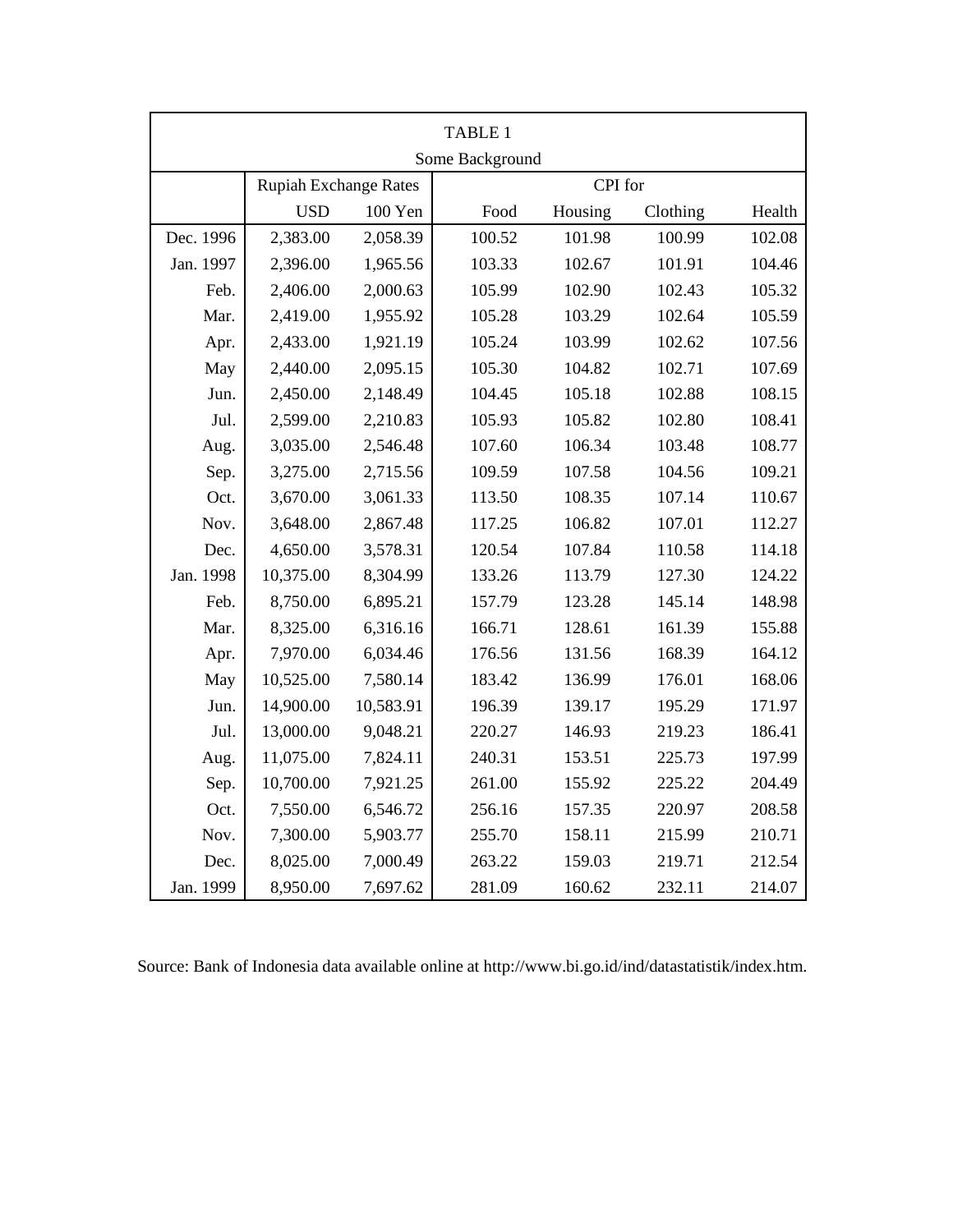TABLE 1

Some Background

| | Rupiah Exchange Rates | | CPI for | | | |
|---|---|---|---|---|---|---|
| | USD | 100 Yen | Food | Housing | Clothing | Health |
| Dec. 1996 | 2,383.00 | 2,058.39 | 100.52 | 101.98 | 100.99 | 102.08 |
| Jan. 1997 | 2,396.00 | 1,965.56 | 103.33 | 102.67 | 101.91 | 104.46 |
| Feb. | 2,406.00 | 2,000.63 | 105.99 | 102.90 | 102.43 | 105.32 |
| Mar. | 2,419.00 | 1,955.92 | 105.28 | 103.29 | 102.64 | 105.59 |
| Apr. | 2,433.00 | 1,921.19 | 105.24 | 103.99 | 102.62 | 107.56 |
| May | 2,440.00 | 2,095.15 | 105.30 | 104.82 | 102.71 | 107.69 |
| Jun. | 2,450.00 | 2,148.49 | 104.45 | 105.18 | 102.88 | 108.15 |
| Jul. | 2,599.00 | 2,210.83 | 105.93 | 105.82 | 102.80 | 108.41 |
| Aug. | 3,035.00 | 2,546.48 | 107.60 | 106.34 | 103.48 | 108.77 |
| Sep. | 3,275.00 | 2,715.56 | 109.59 | 107.58 | 104.56 | 109.21 |
| Oct. | 3,670.00 | 3,061.33 | 113.50 | 108.35 | 107.14 | 110.67 |
| Nov. | 3,648.00 | 2,867.48 | 117.25 | 106.82 | 107.01 | 112.27 |
| Dec. | 4,650.00 | 3,578.31 | 120.54 | 107.84 | 110.58 | 114.18 |
| Jan. 1998 | 10,375.00 | 8,304.99 | 133.26 | 113.79 | 127.30 | 124.22 |
| Feb. | 8,750.00 | 6,895.21 | 157.79 | 123.28 | 145.14 | 148.98 |
| Mar. | 8,325.00 | 6,316.16 | 166.71 | 128.61 | 161.39 | 155.88 |
| Apr. | 7,970.00 | 6,034.46 | 176.56 | 131.56 | 168.39 | 164.12 |
| May | 10,525.00 | 7,580.14 | 183.42 | 136.99 | 176.01 | 168.06 |
| Jun. | 14,900.00 | 10,583.91 | 196.39 | 139.17 | 195.29 | 171.97 |
| Jul. | 13,000.00 | 9,048.21 | 220.27 | 146.93 | 219.23 | 186.41 |
| Aug. | 11,075.00 | 7,824.11 | 240.31 | 153.51 | 225.73 | 197.99 |
| Sep. | 10,700.00 | 7,921.25 | 261.00 | 155.92 | 225.22 | 204.49 |
| Oct. | 7,550.00 | 6,546.72 | 256.16 | 157.35 | 220.97 | 208.58 |
| Nov. | 7,300.00 | 5,903.77 | 255.70 | 158.11 | 215.99 | 210.71 |
| Dec. | 8,025.00 | 7,000.49 | 263.22 | 159.03 | 219.71 | 212.54 |
| Jan. 1999 | 8,950.00 | 7,697.62 | 281.09 | 160.62 | 232.11 | 214.07 |

Source: Bank of Indonesia data available online at http://www.bi.go.id/ind/datastatistik/index.htm.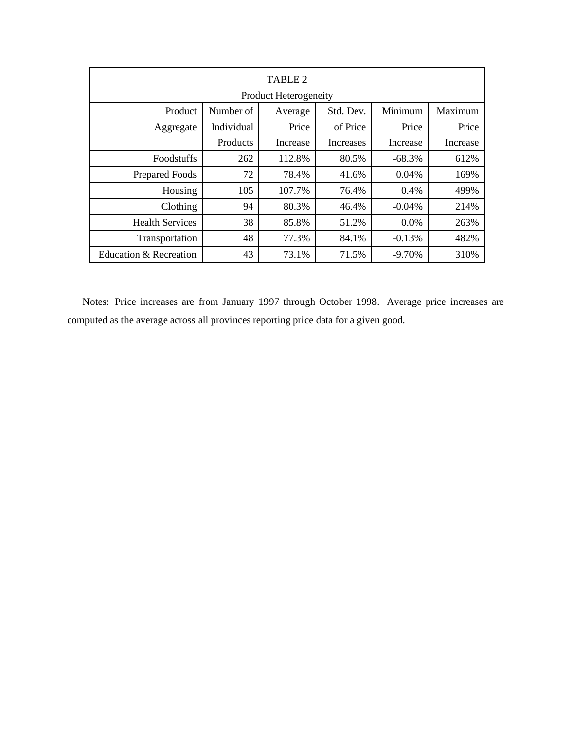TABLE 2

Product Heterogeneity

| Product Aggregate | Number of Individual Products | Average Price Increase | Std. Dev. of Price Increases | Minimum Price Increase | Maximum Price Increase |
|---|---|---|---|---|---|
| Foodstuffs | 262 | 112.8% | 80.5% | -68.3% | 612% |
| Prepared Foods | 72 | 78.4% | 41.6% | 0.04% | 169% |
| Housing | 105 | 107.7% | 76.4% | 0.4% | 499% |
| Clothing | 94 | 80.3% | 46.4% | -0.04% | 214% |
| Health Services | 38 | 85.8% | 51.2% | 0.0% | 263% |
| Transportation | 48 | 77.3% | 84.1% | -0.13% | 482% |
| Education & Recreation | 43 | 73.1% | 71.5% | -9.70% | 310% |

Notes: Price increases are from January 1997 through October 1998. Average price increases are computed as the average across all provinces reporting price data for a given good.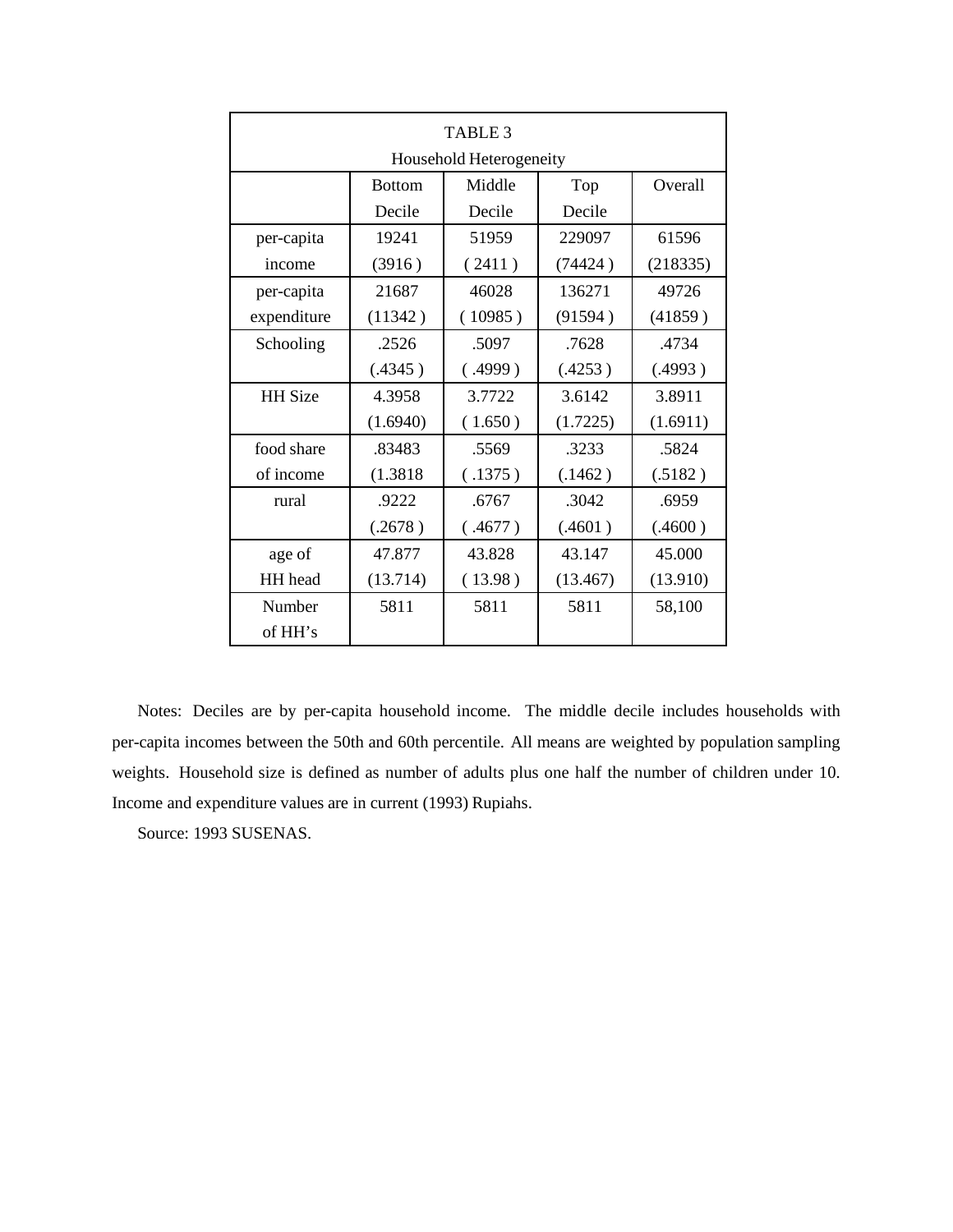TABLE 3

Household Heterogeneity

| | Bottom Decile | Middle Decile | Top Decile | Overall |
|---|---|---|---|---|
| per-capita income | 19241 (3916 ) | 51959 ( 2411 ) | 229097 (74424 ) | 61596 (218335) |
| per-capita expenditure | 21687 (11342 ) | 46028 ( 10985 ) | 136271 (91594 ) | 49726 (41859 ) |
| Schooling | .2526 (.4345 ) | .5097 ( .4999 ) | .7628 (.4253 ) | .4734 (.4993 ) |
| HH Size | 4.3958 (1.6940) | 3.7722 ( 1.650 ) | 3.6142 (1.7225) | 3.8911 (1.6911) |
| food share of income | .83483 (1.3818 | .5569 ( .1375 ) | .3233 (.1462 ) | .5824 (.5182 ) |
| rural | .9222 (.2678 ) | .6767 ( .4677 ) | .3042 (.4601 ) | .6959 (.4600 ) |
| age of HH head | 47.877 (13.714) | 43.828 ( 13.98 ) | 43.147 (13.467) | 45.000 (13.910) |
| Number of HH's | 5811 | 5811 | 5811 | 58,100 |

Notes: Deciles are by per-capita household income. The middle decile includes households with per-capita incomes between the 50th and 60th percentile. All means are weighted by population sampling weights. Household size is defined as number of adults plus one half the number of children under 10. Income and expenditure values are in current (1993) Rupiahs.

Source: 1993 SUSENAS.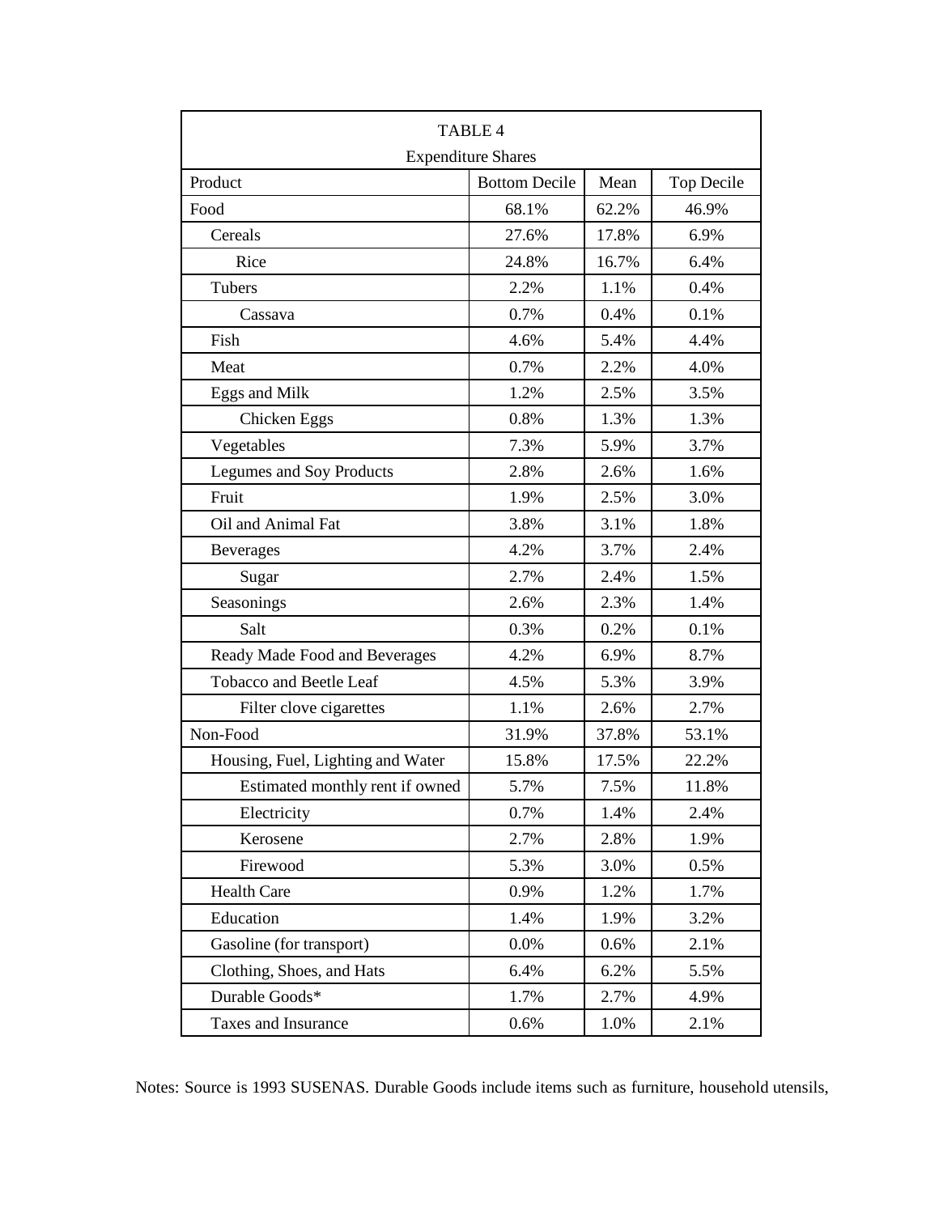| TABLE 4<br>Expenditure Shares | | | |
|---|---|---|---|
| Product | Bottom Decile | Mean | Top Decile |
| Food | 68.1% | 62.2% | 46.9% |
| Cereals | 27.6% | 17.8% | 6.9% |
| Rice | 24.8% | 16.7% | 6.4% |
| Tubers | 2.2% | 1.1% | 0.4% |
| Cassava | 0.7% | 0.4% | 0.1% |
| Fish | 4.6% | 5.4% | 4.4% |
| Meat | 0.7% | 2.2% | 4.0% |
| Eggs and Milk | 1.2% | 2.5% | 3.5% |
| Chicken Eggs | 0.8% | 1.3% | 1.3% |
| Vegetables | 7.3% | 5.9% | 3.7% |
| Legumes and Soy Products | 2.8% | 2.6% | 1.6% |
| Fruit | 1.9% | 2.5% | 3.0% |
| Oil and Animal Fat | 3.8% | 3.1% | 1.8% |
| Beverages | 4.2% | 3.7% | 2.4% |
| Sugar | 2.7% | 2.4% | 1.5% |
| Seasonings | 2.6% | 2.3% | 1.4% |
| Salt | 0.3% | 0.2% | 0.1% |
| Ready Made Food and Beverages | 4.2% | 6.9% | 8.7% |
| Tobacco and Beetle Leaf | 4.5% | 5.3% | 3.9% |
| Filter clove cigarettes | 1.1% | 2.6% | 2.7% |
| Non-Food | 31.9% | 37.8% | 53.1% |
| Housing, Fuel, Lighting and Water | 15.8% | 17.5% | 22.2% |
| Estimated monthly rent if owned | 5.7% | 7.5% | 11.8% |
| Electricity | 0.7% | 1.4% | 2.4% |
| Kerosene | 2.7% | 2.8% | 1.9% |
| Firewood | 5.3% | 3.0% | 0.5% |
| Health Care | 0.9% | 1.2% | 1.7% |
| Education | 1.4% | 1.9% | 3.2% |
| Gasoline (for transport) | 0.0% | 0.6% | 2.1% |
| Clothing, Shoes, and Hats | 6.4% | 6.2% | 5.5% |
| Durable Goods* | 1.7% | 2.7% | 4.9% |
| Taxes and Insurance | 0.6% | 1.0% | 2.1% |

Notes: Source is 1993 SUSENAS. Durable Goods include items such as furniture, household utensils,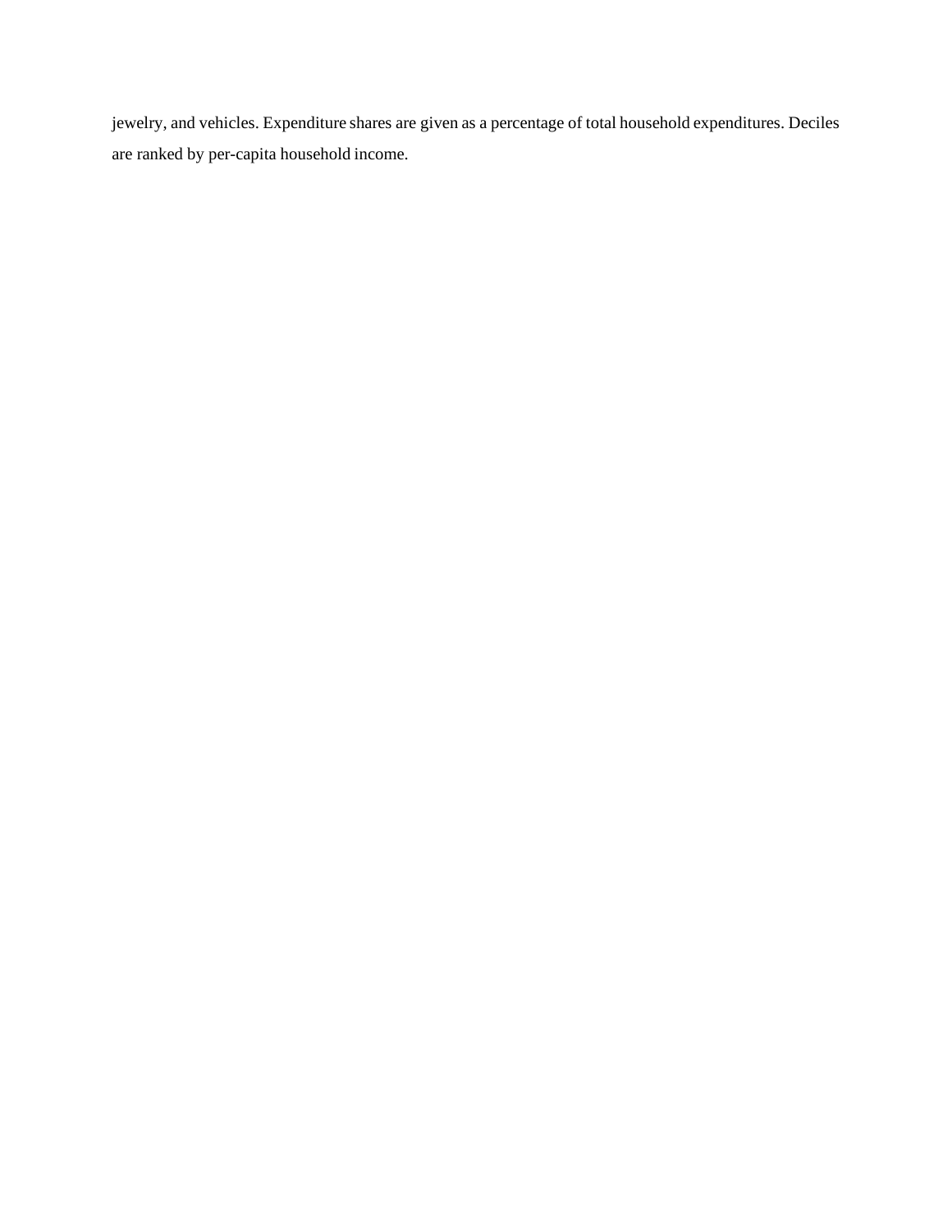jewelry, and vehicles. Expenditure shares are given as a percentage of total household expenditures. Deciles are ranked by per-capita household income.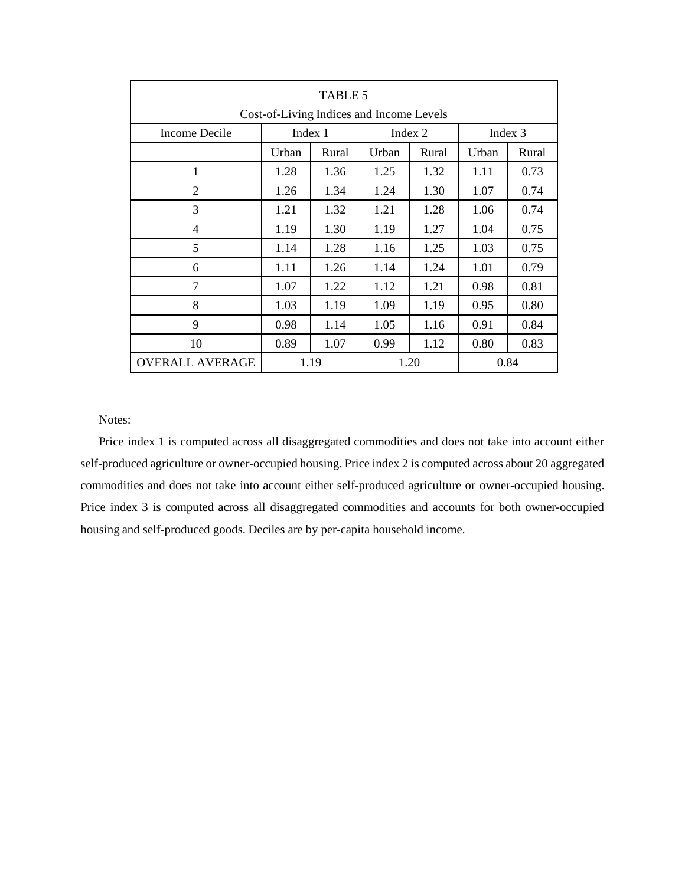| TABLE 5<br>Cost-of-Living Indices and Income Levels | | | | | | |
|---|---|---|---|---|---|---|
| Income Decile | Index 1 | | Index 2 | | Index 3 | |
| | Urban | Rural | Urban | Rural | Urban | Rural |
| 1 | 1.28 | 1.36 | 1.25 | 1.32 | 1.11 | 0.73 |
| 2 | 1.26 | 1.34 | 1.24 | 1.30 | 1.07 | 0.74 |
| 3 | 1.21 | 1.32 | 1.21 | 1.28 | 1.06 | 0.74 |
| 4 | 1.19 | 1.30 | 1.19 | 1.27 | 1.04 | 0.75 |
| 5 | 1.14 | 1.28 | 1.16 | 1.25 | 1.03 | 0.75 |
| 6 | 1.11 | 1.26 | 1.14 | 1.24 | 1.01 | 0.79 |
| 7 | 1.07 | 1.22 | 1.12 | 1.21 | 0.98 | 0.81 |
| 8 | 1.03 | 1.19 | 1.09 | 1.19 | 0.95 | 0.80 |
| 9 | 0.98 | 1.14 | 1.05 | 1.16 | 0.91 | 0.84 |
| 10 | 0.89 | 1.07 | 0.99 | 1.12 | 0.80 | 0.83 |
| OVERALL AVERAGE | 1.19 | | 1.20 | | 0.84 | |

Notes:

Price index 1 is computed across all disaggregated commodities and does not take into account either self-produced agriculture or owner-occupied housing. Price index 2 is computed across about 20 aggregated commodities and does not take into account either self-produced agriculture or owner-occupied housing. Price index 3 is computed across all disaggregated commodities and accounts for both owner-occupied housing and self-produced goods. Deciles are by per-capita household income.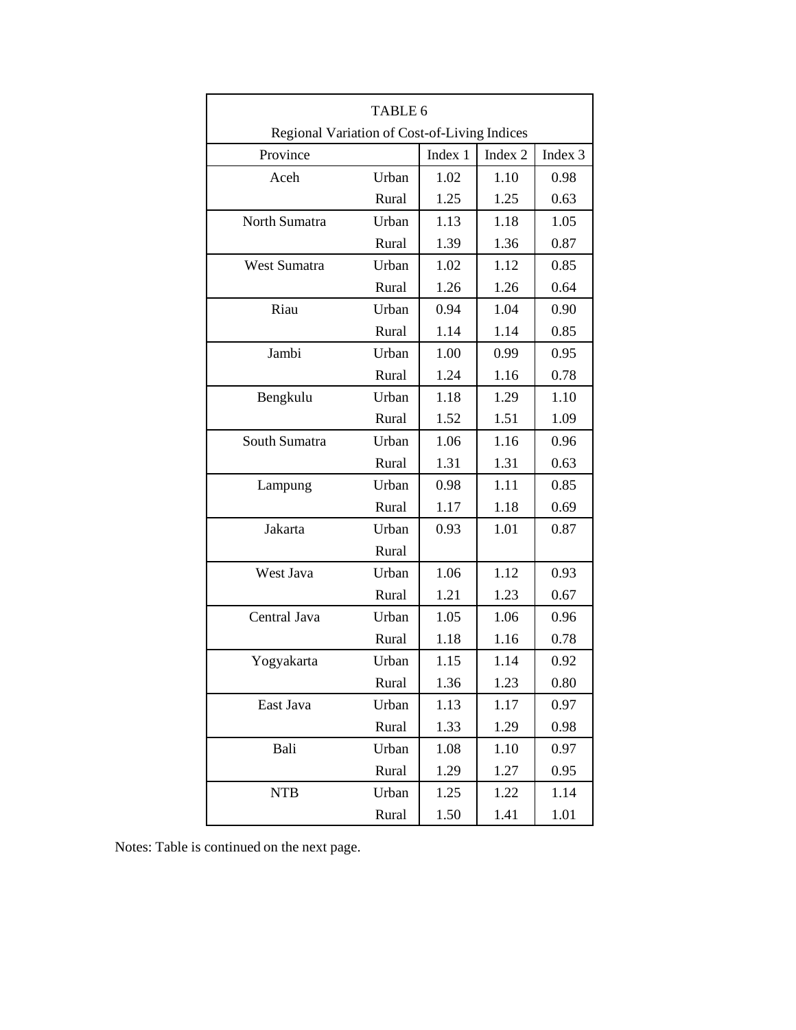TABLE 6

Regional Variation of Cost-of-Living Indices

| Province | | Index 1 | Index 2 | Index 3 |
|---|---|---|---|---|
| Aceh | Urban | 1.02 | 1.10 | 0.98 |
| | Rural | 1.25 | 1.25 | 0.63 |
| North Sumatra | Urban | 1.13 | 1.18 | 1.05 |
| | Rural | 1.39 | 1.36 | 0.87 |
| West Sumatra | Urban | 1.02 | 1.12 | 0.85 |
| | Rural | 1.26 | 1.26 | 0.64 |
| Riau | Urban | 0.94 | 1.04 | 0.90 |
| | Rural | 1.14 | 1.14 | 0.85 |
| Jambi | Urban | 1.00 | 0.99 | 0.95 |
| | Rural | 1.24 | 1.16 | 0.78 |
| Bengkulu | Urban | 1.18 | 1.29 | 1.10 |
| | Rural | 1.52 | 1.51 | 1.09 |
| South Sumatra | Urban | 1.06 | 1.16 | 0.96 |
| | Rural | 1.31 | 1.31 | 0.63 |
| Lampung | Urban | 0.98 | 1.11 | 0.85 |
| | Rural | 1.17 | 1.18 | 0.69 |
| Jakarta | Urban | 0.93 | 1.01 | 0.87 |
| | Rural | | | |
| West Java | Urban | 1.06 | 1.12 | 0.93 |
| | Rural | 1.21 | 1.23 | 0.67 |
| Central Java | Urban | 1.05 | 1.06 | 0.96 |
| | Rural | 1.18 | 1.16 | 0.78 |
| Yogyakarta | Urban | 1.15 | 1.14 | 0.92 |
| | Rural | 1.36 | 1.23 | 0.80 |
| East Java | Urban | 1.13 | 1.17 | 0.97 |
| | Rural | 1.33 | 1.29 | 0.98 |
| Bali | Urban | 1.08 | 1.10 | 0.97 |
| | Rural | 1.29 | 1.27 | 0.95 |
| NTB | Urban | 1.25 | 1.22 | 1.14 |
| | Rural | 1.50 | 1.41 | 1.01 |

Notes: Table is continued on the next page.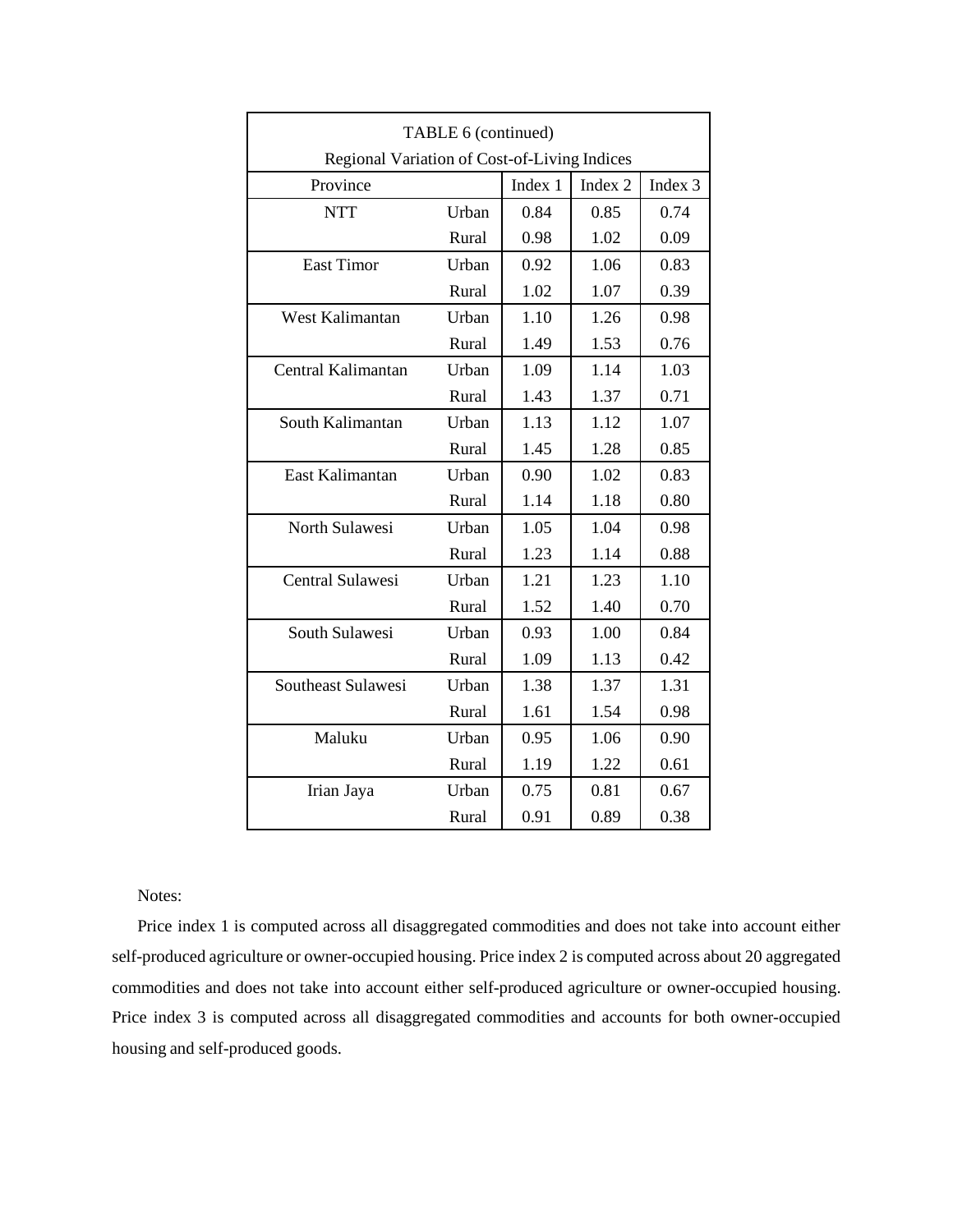TABLE 6 (continued)

Regional Variation of Cost-of-Living Indices

| Province | | Index 1 | Index 2 | Index 3 |
|---|---|---|---|---|
| NTT | Urban | 0.84 | 0.85 | 0.74 |
| | Rural | 0.98 | 1.02 | 0.09 |
| East Timor | Urban | 0.92 | 1.06 | 0.83 |
| | Rural | 1.02 | 1.07 | 0.39 |
| West Kalimantan | Urban | 1.10 | 1.26 | 0.98 |
| | Rural | 1.49 | 1.53 | 0.76 |
| Central Kalimantan | Urban | 1.09 | 1.14 | 1.03 |
| | Rural | 1.43 | 1.37 | 0.71 |
| South Kalimantan | Urban | 1.13 | 1.12 | 1.07 |
| | Rural | 1.45 | 1.28 | 0.85 |
| East Kalimantan | Urban | 0.90 | 1.02 | 0.83 |
| | Rural | 1.14 | 1.18 | 0.80 |
| North Sulawesi | Urban | 1.05 | 1.04 | 0.98 |
| | Rural | 1.23 | 1.14 | 0.88 |
| Central Sulawesi | Urban | 1.21 | 1.23 | 1.10 |
| | Rural | 1.52 | 1.40 | 0.70 |
| South Sulawesi | Urban | 0.93 | 1.00 | 0.84 |
| | Rural | 1.09 | 1.13 | 0.42 |
| Southeast Sulawesi | Urban | 1.38 | 1.37 | 1.31 |
| | Rural | 1.61 | 1.54 | 0.98 |
| Maluku | Urban | 0.95 | 1.06 | 0.90 |
| | Rural | 1.19 | 1.22 | 0.61 |
| Irian Jaya | Urban | 0.75 | 0.81 | 0.67 |
| | Rural | 0.91 | 0.89 | 0.38 |

Notes:

Price index 1 is computed across all disaggregated commodities and does not take into account either self-produced agriculture or owner-occupied housing. Price index 2 is computed across about 20 aggregated commodities and does not take into account either self-produced agriculture or owner-occupied housing. Price index 3 is computed across all disaggregated commodities and accounts for both owner-occupied housing and self-produced goods.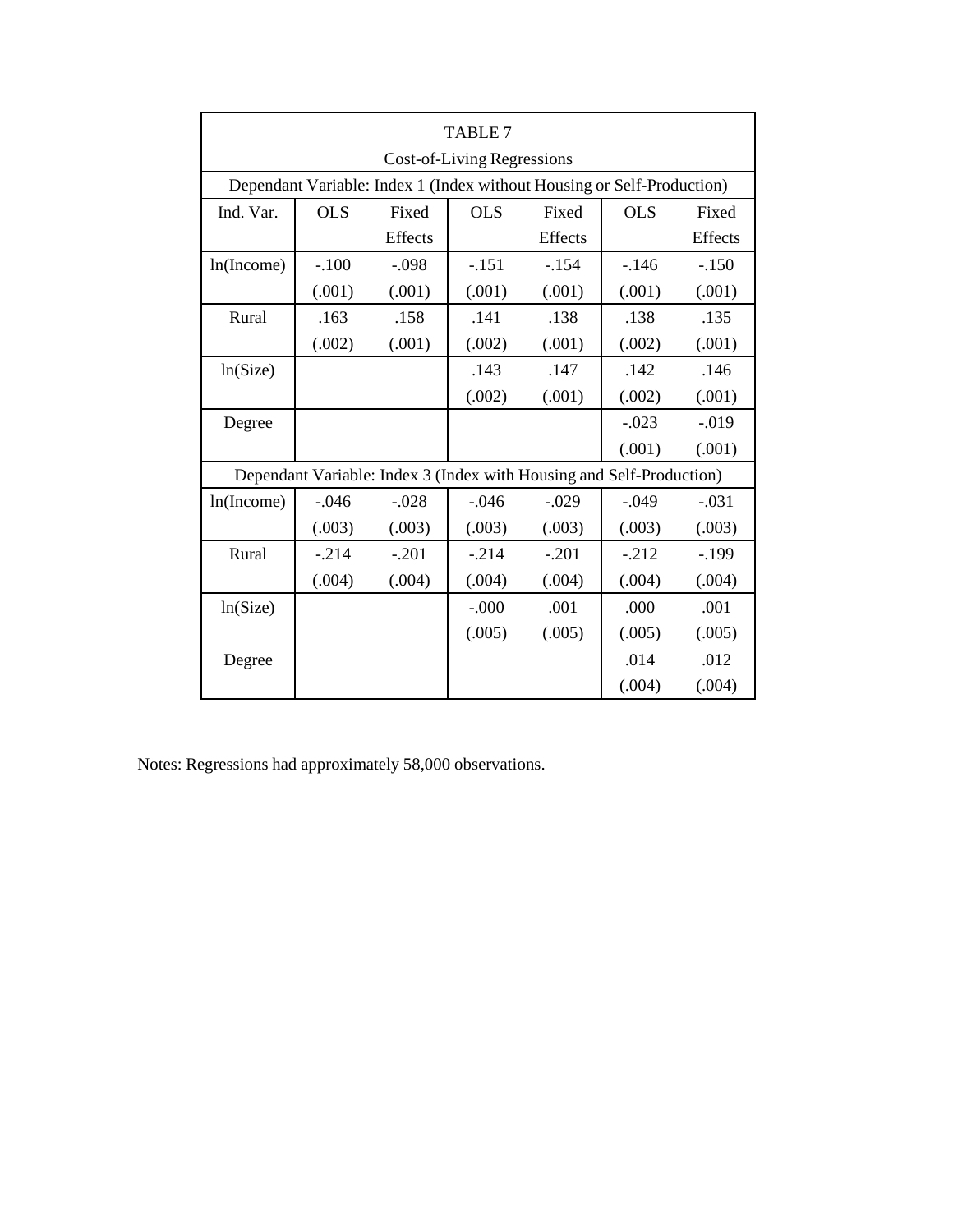TABLE 7

Cost-of-Living Regressions

| Ind. Var. | OLS | Fixed Effects | OLS | Fixed Effects | OLS | Fixed Effects |
|---|---|---|---|---|---|---|
| **Dependant Variable: Index 1 (Index without Housing or Self-Production)** | | | | | | |
| ln(Income) | -.100 | -.098 | -.151 | -.154 | -.146 | -.150 |
| | (.001) | (.001) | (.001) | (.001) | (.001) | (.001) |
| Rural | .163 | .158 | .141 | .138 | .138 | .135 |
| | (.002) | (.001) | (.002) | (.001) | (.002) | (.001) |
| ln(Size) | | | .143 | .147 | .142 | .146 |
| | | | (.002) | (.001) | (.002) | (.001) |
| Degree | | | | | -.023 | -.019 |
| | | | | | (.001) | (.001) |
| **Dependant Variable: Index 3 (Index with Housing and Self-Production)** | | | | | | |
| ln(Income) | -.046 | -.028 | -.046 | -.029 | -.049 | -.031 |
| | (.003) | (.003) | (.003) | (.003) | (.003) | (.003) |
| Rural | -.214 | -.201 | -.214 | -.201 | -.212 | -.199 |
| | (.004) | (.004) | (.004) | (.004) | (.004) | (.004) |
| ln(Size) | | | -.000 | .001 | .000 | .001 |
| | | | (.005) | (.005) | (.005) | (.005) |
| Degree | | | | | .014 | .012 |
| | | | | | (.004) | (.004) |

Notes: Regressions had approximately 58,000 observations.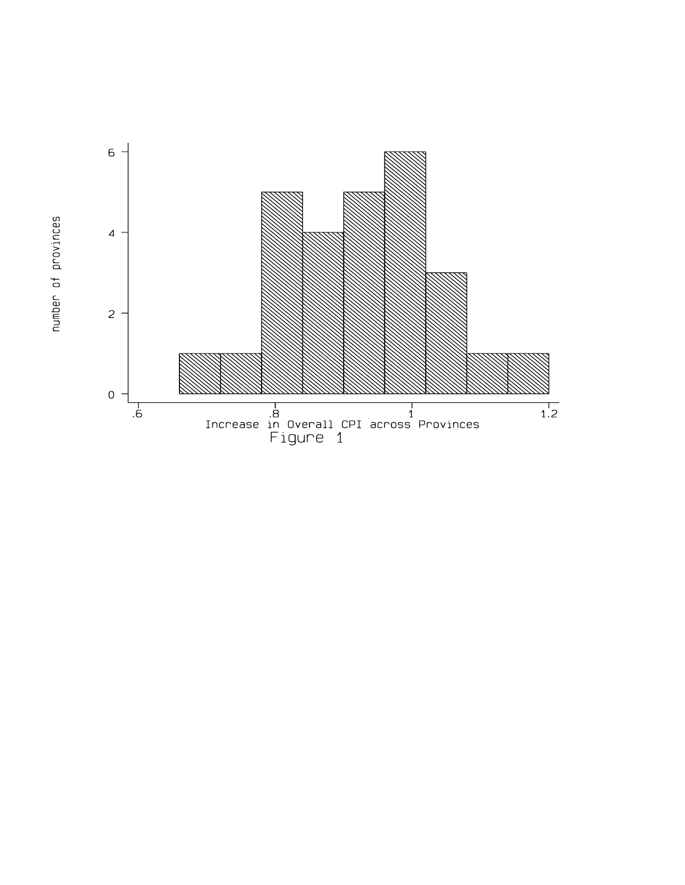Figure 1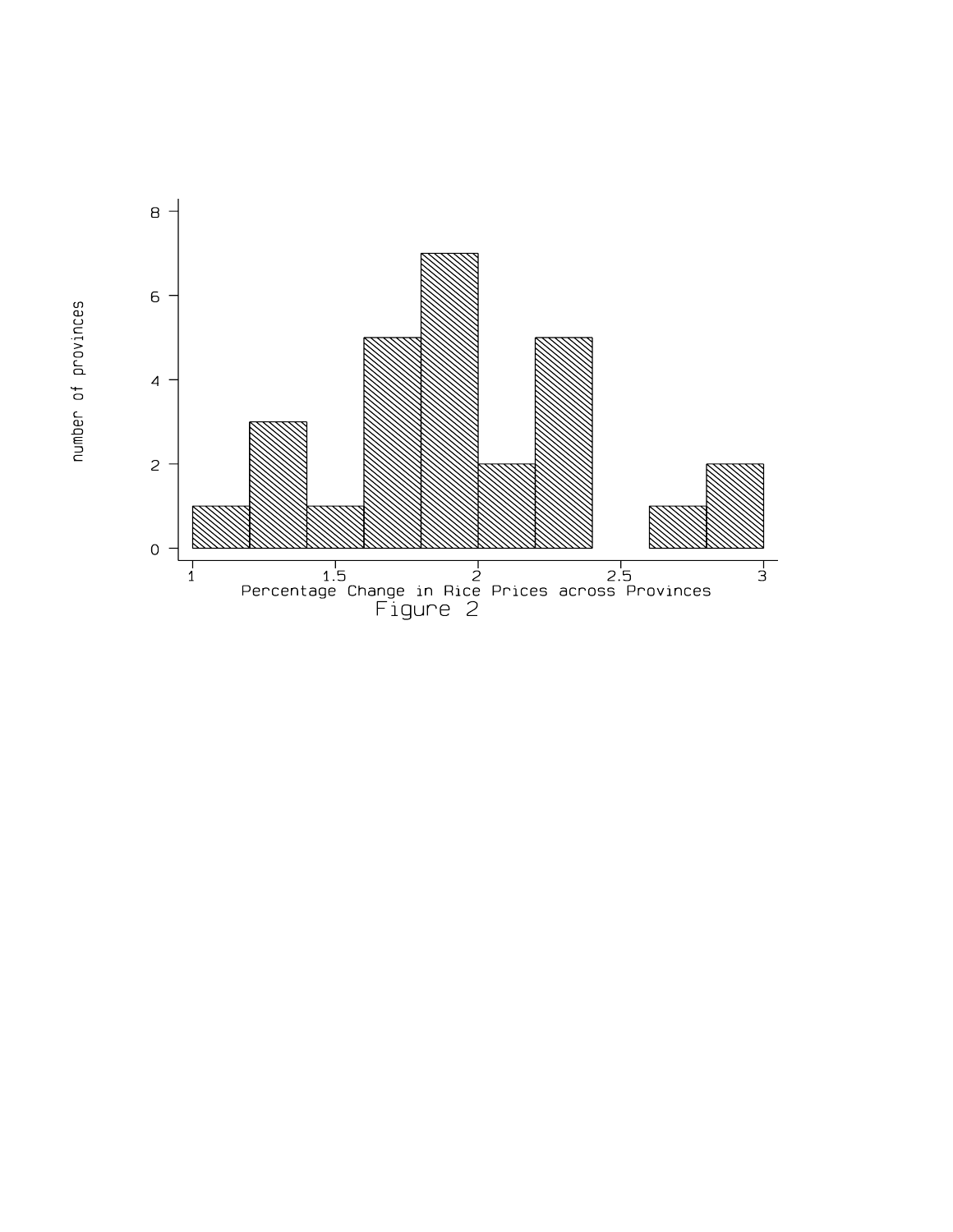Figure 2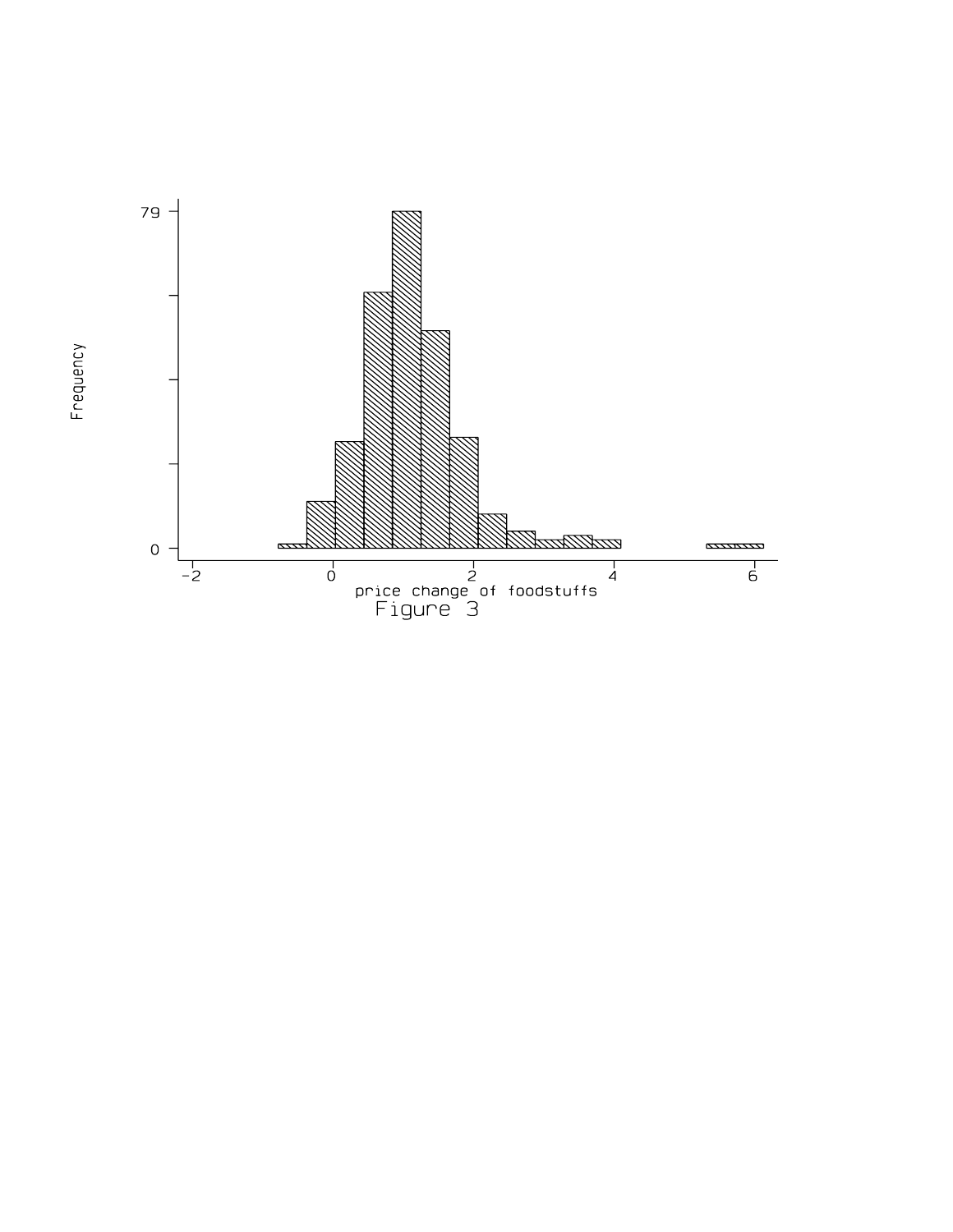Figure 3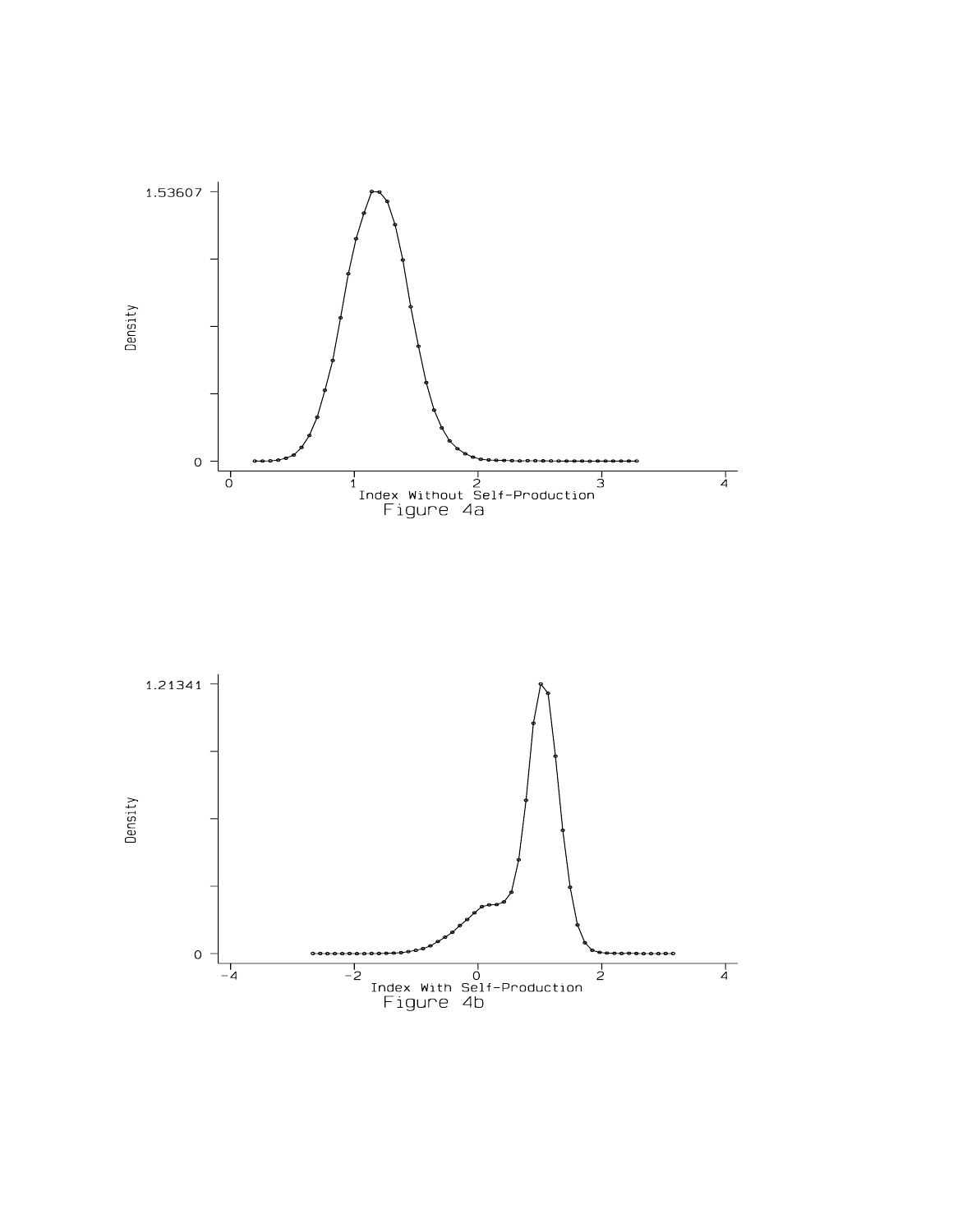1.53607

Density

0

0 1 2 3 4

Index Without Self-Production

Figure 4a

1.21341

Density

0

-4 -2 0 2 4

Index With Self-Production

Figure 4b